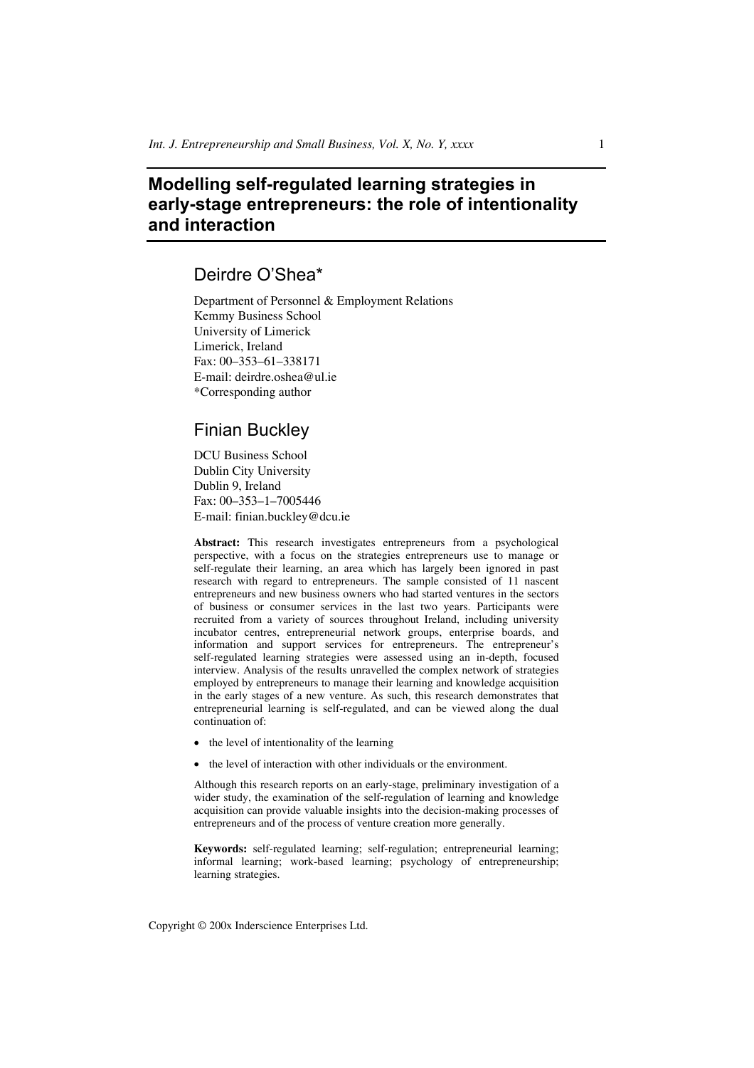# Modelling self-regulated learning strategies in early-stage entrepreneurs: the role of intentionality and interaction

## Deirdre O'Shea*

Department of Personnel & Employment Relations
Kemmy Business School
University of Limerick
Limerick, Ireland
Fax: 00–353–61–338171
E-mail: deirdre.oshea@ul.ie
*Corresponding author

## Finian Buckley

DCU Business School
Dublin City University
Dublin 9, Ireland
Fax: 00–353–1–7005446
E-mail: finian.buckley@dcu.ie

**Abstract:** This research investigates entrepreneurs from a psychological perspective, with a focus on the strategies entrepreneurs use to manage or self-regulate their learning, an area which has largely been ignored in past research with regard to entrepreneurs. The sample consisted of 11 nascent entrepreneurs and new business owners who had started ventures in the sectors of business or consumer services in the last two years. Participants were recruited from a variety of sources throughout Ireland, including university incubator centres, entrepreneurial network groups, enterprise boards, and information and support services for entrepreneurs. The entrepreneur's self-regulated learning strategies were assessed using an in-depth, focused interview. Analysis of the results unravelled the complex network of strategies employed by entrepreneurs to manage their learning and knowledge acquisition in the early stages of a new venture. As such, this research demonstrates that entrepreneurial learning is self-regulated, and can be viewed along the dual continuation of:

- the level of intentionality of the learning
- the level of interaction with other individuals or the environment.

Although this research reports on an early-stage, preliminary investigation of a wider study, the examination of the self-regulation of learning and knowledge acquisition can provide valuable insights into the decision-making processes of entrepreneurs and of the process of venture creation more generally.

**Keywords:** self-regulated learning; self-regulation; entrepreneurial learning; informal learning; work-based learning; psychology of entrepreneurship; learning strategies.

Copyright © 200x Inderscience Enterprises Ltd.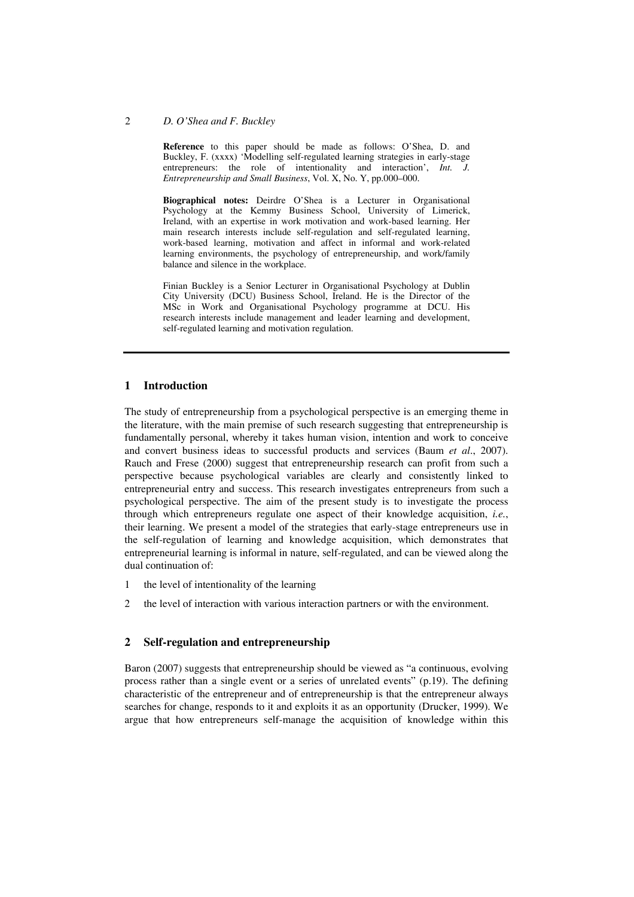**Reference** to this paper should be made as follows: O'Shea, D. and Buckley, F. (xxxx) 'Modelling self-regulated learning strategies in early-stage entrepreneurs: the role of intentionality and interaction', *Int. J. Entrepreneurship and Small Business*, Vol. X, No. Y, pp.000–000.

**Biographical notes:** Deirdre O'Shea is a Lecturer in Organisational Psychology at the Kemmy Business School, University of Limerick, Ireland, with an expertise in work motivation and work-based learning. Her main research interests include self-regulation and self-regulated learning, work-based learning, motivation and affect in informal and work-related learning environments, the psychology of entrepreneurship, and work/family balance and silence in the workplace.

Finian Buckley is a Senior Lecturer in Organisational Psychology at Dublin City University (DCU) Business School, Ireland. He is the Director of the MSc in Work and Organisational Psychology programme at DCU. His research interests include management and leader learning and development, self-regulated learning and motivation regulation.

## 1 Introduction

The study of entrepreneurship from a psychological perspective is an emerging theme in the literature, with the main premise of such research suggesting that entrepreneurship is fundamentally personal, whereby it takes human vision, intention and work to conceive and convert business ideas to successful products and services (Baum *et al*., 2007). Rauch and Frese (2000) suggest that entrepreneurship research can profit from such a perspective because psychological variables are clearly and consistently linked to entrepreneurial entry and success. This research investigates entrepreneurs from such a psychological perspective. The aim of the present study is to investigate the process through which entrepreneurs regulate one aspect of their knowledge acquisition, *i.e.*, their learning. We present a model of the strategies that early-stage entrepreneurs use in the self-regulation of learning and knowledge acquisition, which demonstrates that entrepreneurial learning is informal in nature, self-regulated, and can be viewed along the dual continuation of:

1. the level of intentionality of the learning
2. the level of interaction with various interaction partners or with the environment.

## 2 Self-regulation and entrepreneurship

Baron (2007) suggests that entrepreneurship should be viewed as "a continuous, evolving process rather than a single event or a series of unrelated events" (p.19). The defining characteristic of the entrepreneur and of entrepreneurship is that the entrepreneur always searches for change, responds to it and exploits it as an opportunity (Drucker, 1999). We argue that how entrepreneurs self-manage the acquisition of knowledge within this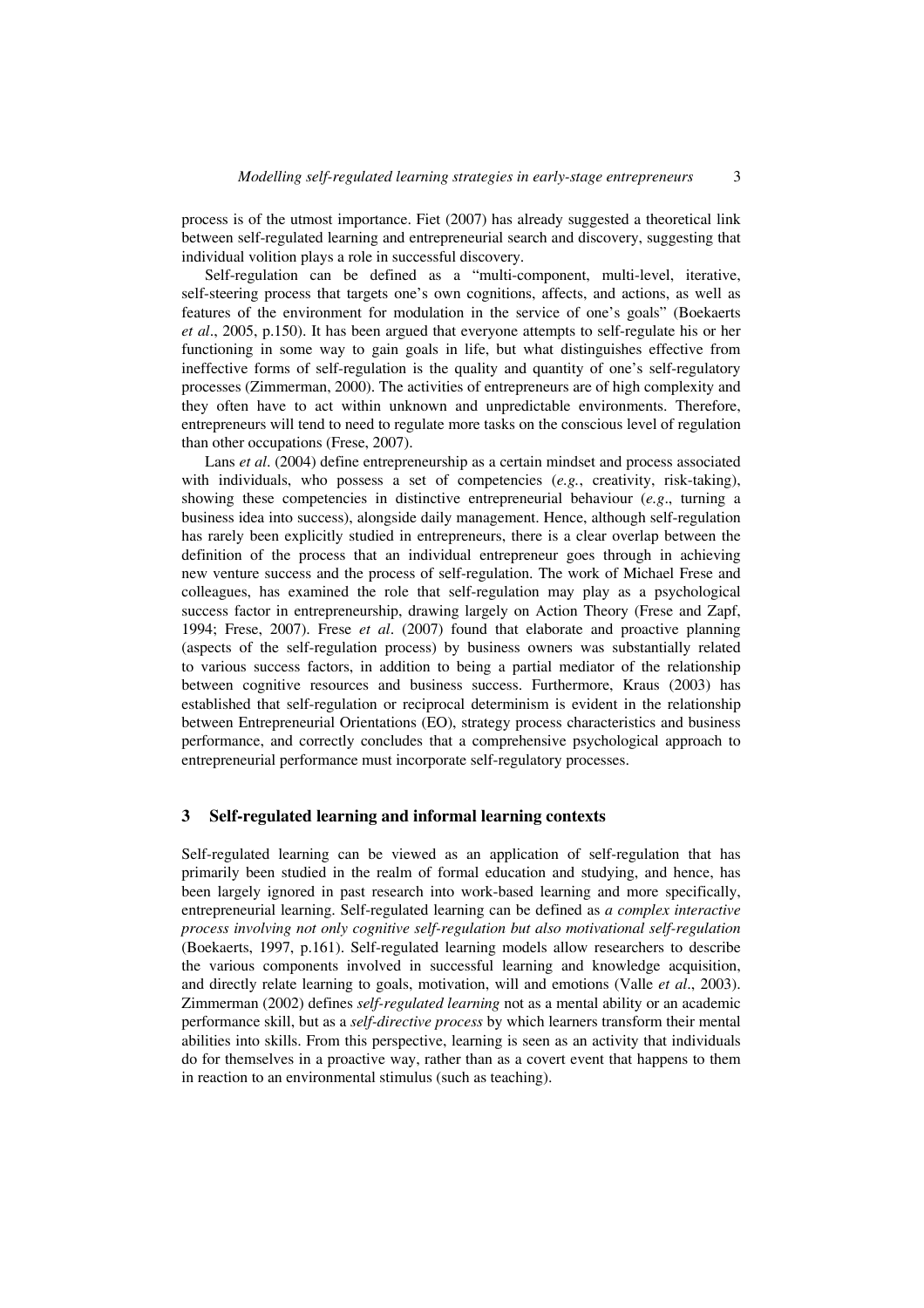process is of the utmost importance. Fiet (2007) has already suggested a theoretical link between self-regulated learning and entrepreneurial search and discovery, suggesting that individual volition plays a role in successful discovery.

Self-regulation can be defined as a "multi-component, multi-level, iterative, self-steering process that targets one's own cognitions, affects, and actions, as well as features of the environment for modulation in the service of one's goals" (Boekaerts *et al*., 2005, p.150). It has been argued that everyone attempts to self-regulate his or her functioning in some way to gain goals in life, but what distinguishes effective from ineffective forms of self-regulation is the quality and quantity of one's self-regulatory processes (Zimmerman, 2000). The activities of entrepreneurs are of high complexity and they often have to act within unknown and unpredictable environments. Therefore, entrepreneurs will tend to need to regulate more tasks on the conscious level of regulation than other occupations (Frese, 2007).

Lans *et al*. (2004) define entrepreneurship as a certain mindset and process associated with individuals, who possess a set of competencies (*e.g.*, creativity, risk-taking), showing these competencies in distinctive entrepreneurial behaviour (*e.g*., turning a business idea into success), alongside daily management. Hence, although self-regulation has rarely been explicitly studied in entrepreneurs, there is a clear overlap between the definition of the process that an individual entrepreneur goes through in achieving new venture success and the process of self-regulation. The work of Michael Frese and colleagues, has examined the role that self-regulation may play as a psychological success factor in entrepreneurship, drawing largely on Action Theory (Frese and Zapf, 1994; Frese, 2007). Frese *et al*. (2007) found that elaborate and proactive planning (aspects of the self-regulation process) by business owners was substantially related to various success factors, in addition to being a partial mediator of the relationship between cognitive resources and business success. Furthermore, Kraus (2003) has established that self-regulation or reciprocal determinism is evident in the relationship between Entrepreneurial Orientations (EO), strategy process characteristics and business performance, and correctly concludes that a comprehensive psychological approach to entrepreneurial performance must incorporate self-regulatory processes.

## 3 Self-regulated learning and informal learning contexts

Self-regulated learning can be viewed as an application of self-regulation that has primarily been studied in the realm of formal education and studying, and hence, has been largely ignored in past research into work-based learning and more specifically, entrepreneurial learning. Self-regulated learning can be defined as *a complex interactive process involving not only cognitive self-regulation but also motivational self-regulation* (Boekaerts, 1997, p.161). Self-regulated learning models allow researchers to describe the various components involved in successful learning and knowledge acquisition, and directly relate learning to goals, motivation, will and emotions (Valle *et al*., 2003). Zimmerman (2002) defines *self-regulated learning* not as a mental ability or an academic performance skill, but as a *self-directive process* by which learners transform their mental abilities into skills. From this perspective, learning is seen as an activity that individuals do for themselves in a proactive way, rather than as a covert event that happens to them in reaction to an environmental stimulus (such as teaching).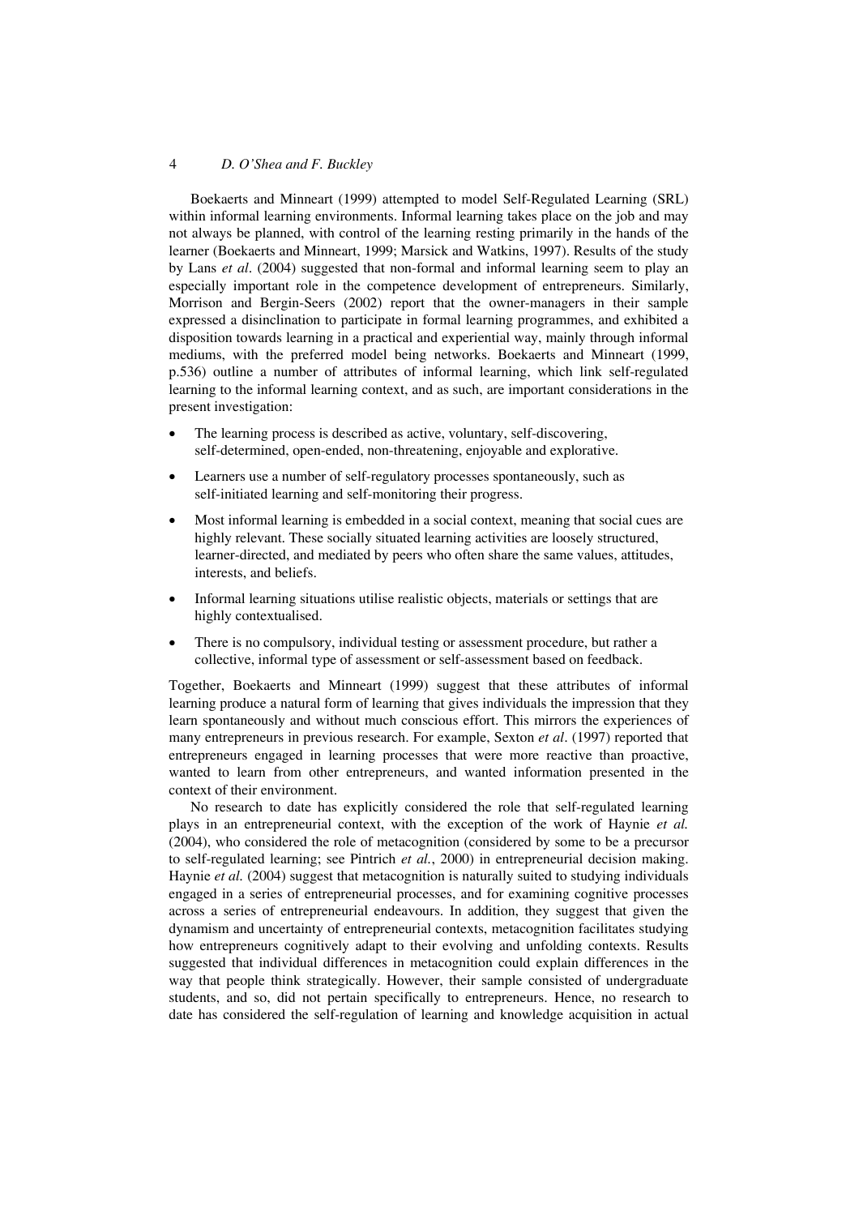Boekaerts and Minneart (1999) attempted to model Self-Regulated Learning (SRL) within informal learning environments. Informal learning takes place on the job and may not always be planned, with control of the learning resting primarily in the hands of the learner (Boekaerts and Minneart, 1999; Marsick and Watkins, 1997). Results of the study by Lans *et al*. (2004) suggested that non-formal and informal learning seem to play an especially important role in the competence development of entrepreneurs. Similarly, Morrison and Bergin-Seers (2002) report that the owner-managers in their sample expressed a disinclination to participate in formal learning programmes, and exhibited a disposition towards learning in a practical and experiential way, mainly through informal mediums, with the preferred model being networks. Boekaerts and Minneart (1999, p.536) outline a number of attributes of informal learning, which link self-regulated learning to the informal learning context, and as such, are important considerations in the present investigation:

- The learning process is described as active, voluntary, self-discovering, self-determined, open-ended, non-threatening, enjoyable and explorative.
- Learners use a number of self-regulatory processes spontaneously, such as self-initiated learning and self-monitoring their progress.
- Most informal learning is embedded in a social context, meaning that social cues are highly relevant. These socially situated learning activities are loosely structured, learner-directed, and mediated by peers who often share the same values, attitudes, interests, and beliefs.
- Informal learning situations utilise realistic objects, materials or settings that are highly contextualised.
- There is no compulsory, individual testing or assessment procedure, but rather a collective, informal type of assessment or self-assessment based on feedback.

Together, Boekaerts and Minneart (1999) suggest that these attributes of informal learning produce a natural form of learning that gives individuals the impression that they learn spontaneously and without much conscious effort. This mirrors the experiences of many entrepreneurs in previous research. For example, Sexton *et al*. (1997) reported that entrepreneurs engaged in learning processes that were more reactive than proactive, wanted to learn from other entrepreneurs, and wanted information presented in the context of their environment.

No research to date has explicitly considered the role that self-regulated learning plays in an entrepreneurial context, with the exception of the work of Haynie *et al.* (2004), who considered the role of metacognition (considered by some to be a precursor to self-regulated learning; see Pintrich *et al.*, 2000) in entrepreneurial decision making. Haynie *et al.* (2004) suggest that metacognition is naturally suited to studying individuals engaged in a series of entrepreneurial processes, and for examining cognitive processes across a series of entrepreneurial endeavours. In addition, they suggest that given the dynamism and uncertainty of entrepreneurial contexts, metacognition facilitates studying how entrepreneurs cognitively adapt to their evolving and unfolding contexts. Results suggested that individual differences in metacognition could explain differences in the way that people think strategically. However, their sample consisted of undergraduate students, and so, did not pertain specifically to entrepreneurs. Hence, no research to date has considered the self-regulation of learning and knowledge acquisition in actual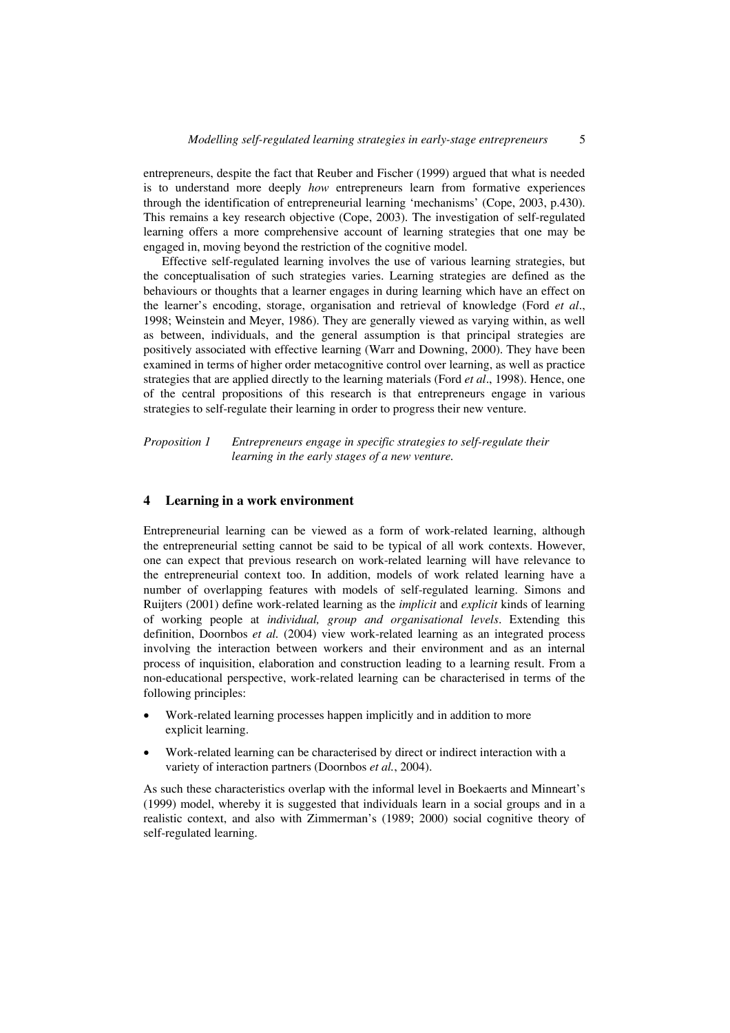entrepreneurs, despite the fact that Reuber and Fischer (1999) argued that what is needed is to understand more deeply *how* entrepreneurs learn from formative experiences through the identification of entrepreneurial learning 'mechanisms' (Cope, 2003, p.430). This remains a key research objective (Cope, 2003). The investigation of self-regulated learning offers a more comprehensive account of learning strategies that one may be engaged in, moving beyond the restriction of the cognitive model.

Effective self-regulated learning involves the use of various learning strategies, but the conceptualisation of such strategies varies. Learning strategies are defined as the behaviours or thoughts that a learner engages in during learning which have an effect on the learner's encoding, storage, organisation and retrieval of knowledge (Ford *et al*., 1998; Weinstein and Meyer, 1986). They are generally viewed as varying within, as well as between, individuals, and the general assumption is that principal strategies are positively associated with effective learning (Warr and Downing, 2000). They have been examined in terms of higher order metacognitive control over learning, as well as practice strategies that are applied directly to the learning materials (Ford *et al*., 1998). Hence, one of the central propositions of this research is that entrepreneurs engage in various strategies to self-regulate their learning in order to progress their new venture.

*Proposition 1 Entrepreneurs engage in specific strategies to self-regulate their learning in the early stages of a new venture.*

## 4 Learning in a work environment

Entrepreneurial learning can be viewed as a form of work-related learning, although the entrepreneurial setting cannot be said to be typical of all work contexts. However, one can expect that previous research on work-related learning will have relevance to the entrepreneurial context too. In addition, models of work related learning have a number of overlapping features with models of self-regulated learning. Simons and Ruijters (2001) define work-related learning as the *implicit* and *explicit* kinds of learning of working people at *individual, group and organisational levels*. Extending this definition, Doornbos *et al.* (2004) view work-related learning as an integrated process involving the interaction between workers and their environment and as an internal process of inquisition, elaboration and construction leading to a learning result. From a non-educational perspective, work-related learning can be characterised in terms of the following principles:

- Work-related learning processes happen implicitly and in addition to more explicit learning.
- Work-related learning can be characterised by direct or indirect interaction with a variety of interaction partners (Doornbos *et al.*, 2004).

As such these characteristics overlap with the informal level in Boekaerts and Minneart's (1999) model, whereby it is suggested that individuals learn in a social groups and in a realistic context, and also with Zimmerman's (1989; 2000) social cognitive theory of self-regulated learning.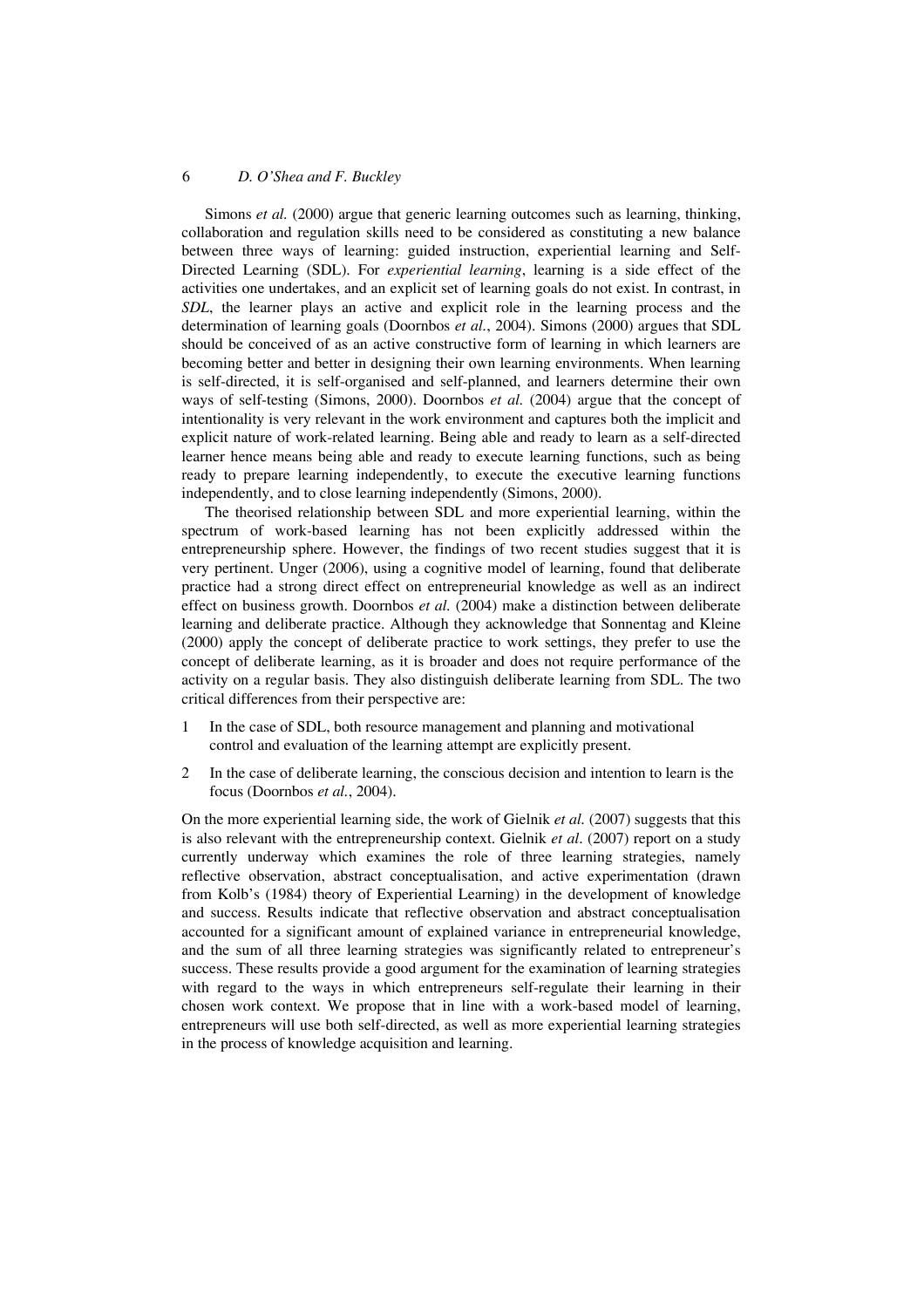Simons *et al.* (2000) argue that generic learning outcomes such as learning, thinking, collaboration and regulation skills need to be considered as constituting a new balance between three ways of learning: guided instruction, experiential learning and Self-Directed Learning (SDL). For *experiential learning*, learning is a side effect of the activities one undertakes, and an explicit set of learning goals do not exist. In contrast, in *SDL*, the learner plays an active and explicit role in the learning process and the determination of learning goals (Doornbos *et al.*, 2004). Simons (2000) argues that SDL should be conceived of as an active constructive form of learning in which learners are becoming better and better in designing their own learning environments. When learning is self-directed, it is self-organised and self-planned, and learners determine their own ways of self-testing (Simons, 2000). Doornbos *et al.* (2004) argue that the concept of intentionality is very relevant in the work environment and captures both the implicit and explicit nature of work-related learning. Being able and ready to learn as a self-directed learner hence means being able and ready to execute learning functions, such as being ready to prepare learning independently, to execute the executive learning functions independently, and to close learning independently (Simons, 2000).

The theorised relationship between SDL and more experiential learning, within the spectrum of work-based learning has not been explicitly addressed within the entrepreneurship sphere. However, the findings of two recent studies suggest that it is very pertinent. Unger (2006), using a cognitive model of learning, found that deliberate practice had a strong direct effect on entrepreneurial knowledge as well as an indirect effect on business growth. Doornbos *et al.* (2004) make a distinction between deliberate learning and deliberate practice. Although they acknowledge that Sonnentag and Kleine (2000) apply the concept of deliberate practice to work settings, they prefer to use the concept of deliberate learning, as it is broader and does not require performance of the activity on a regular basis. They also distinguish deliberate learning from SDL. The two critical differences from their perspective are:

1. In the case of SDL, both resource management and planning and motivational control and evaluation of the learning attempt are explicitly present.
2. In the case of deliberate learning, the conscious decision and intention to learn is the focus (Doornbos *et al.*, 2004).

On the more experiential learning side, the work of Gielnik *et al.* (2007) suggests that this is also relevant with the entrepreneurship context. Gielnik *et al*. (2007) report on a study currently underway which examines the role of three learning strategies, namely reflective observation, abstract conceptualisation, and active experimentation (drawn from Kolb's (1984) theory of Experiential Learning) in the development of knowledge and success. Results indicate that reflective observation and abstract conceptualisation accounted for a significant amount of explained variance in entrepreneurial knowledge, and the sum of all three learning strategies was significantly related to entrepreneur's success. These results provide a good argument for the examination of learning strategies with regard to the ways in which entrepreneurs self-regulate their learning in their chosen work context. We propose that in line with a work-based model of learning, entrepreneurs will use both self-directed, as well as more experiential learning strategies in the process of knowledge acquisition and learning.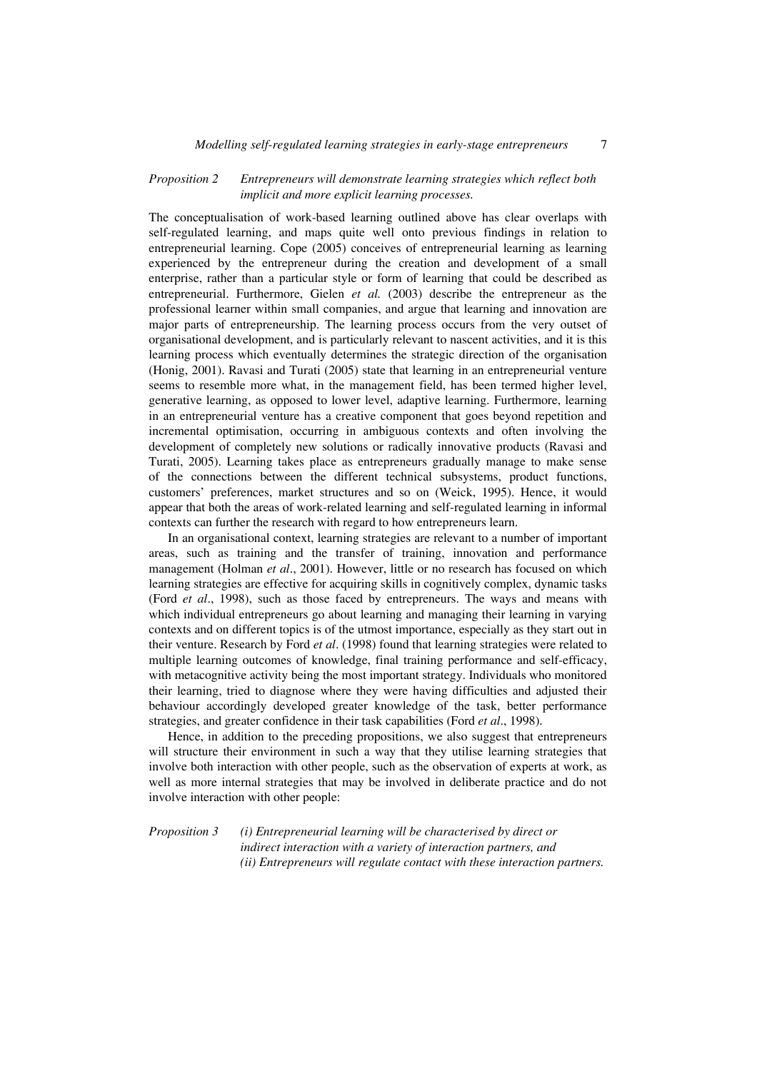*Proposition 2* *Entrepreneurs will demonstrate learning strategies which reflect both implicit and more explicit learning processes.*

The conceptualisation of work-based learning outlined above has clear overlaps with self-regulated learning, and maps quite well onto previous findings in relation to entrepreneurial learning. Cope (2005) conceives of entrepreneurial learning as learning experienced by the entrepreneur during the creation and development of a small enterprise, rather than a particular style or form of learning that could be described as entrepreneurial. Furthermore, Gielen *et al.* (2003) describe the entrepreneur as the professional learner within small companies, and argue that learning and innovation are major parts of entrepreneurship. The learning process occurs from the very outset of organisational development, and is particularly relevant to nascent activities, and it is this learning process which eventually determines the strategic direction of the organisation (Honig, 2001). Ravasi and Turati (2005) state that learning in an entrepreneurial venture seems to resemble more what, in the management field, has been termed higher level, generative learning, as opposed to lower level, adaptive learning. Furthermore, learning in an entrepreneurial venture has a creative component that goes beyond repetition and incremental optimisation, occurring in ambiguous contexts and often involving the development of completely new solutions or radically innovative products (Ravasi and Turati, 2005). Learning takes place as entrepreneurs gradually manage to make sense of the connections between the different technical subsystems, product functions, customers' preferences, market structures and so on (Weick, 1995). Hence, it would appear that both the areas of work-related learning and self-regulated learning in informal contexts can further the research with regard to how entrepreneurs learn.

In an organisational context, learning strategies are relevant to a number of important areas, such as training and the transfer of training, innovation and performance management (Holman *et al*., 2001). However, little or no research has focused on which learning strategies are effective for acquiring skills in cognitively complex, dynamic tasks (Ford *et al*., 1998), such as those faced by entrepreneurs. The ways and means with which individual entrepreneurs go about learning and managing their learning in varying contexts and on different topics is of the utmost importance, especially as they start out in their venture. Research by Ford *et al*. (1998) found that learning strategies were related to multiple learning outcomes of knowledge, final training performance and self-efficacy, with metacognitive activity being the most important strategy. Individuals who monitored their learning, tried to diagnose where they were having difficulties and adjusted their behaviour accordingly developed greater knowledge of the task, better performance strategies, and greater confidence in their task capabilities (Ford *et al*., 1998).

Hence, in addition to the preceding propositions, we also suggest that entrepreneurs will structure their environment in such a way that they utilise learning strategies that involve both interaction with other people, such as the observation of experts at work, as well as more internal strategies that may be involved in deliberate practice and do not involve interaction with other people:

*Proposition 3* *(i) Entrepreneurial learning will be characterised by direct or indirect interaction with a variety of interaction partners, and*
*(ii) Entrepreneurs will regulate contact with these interaction partners.*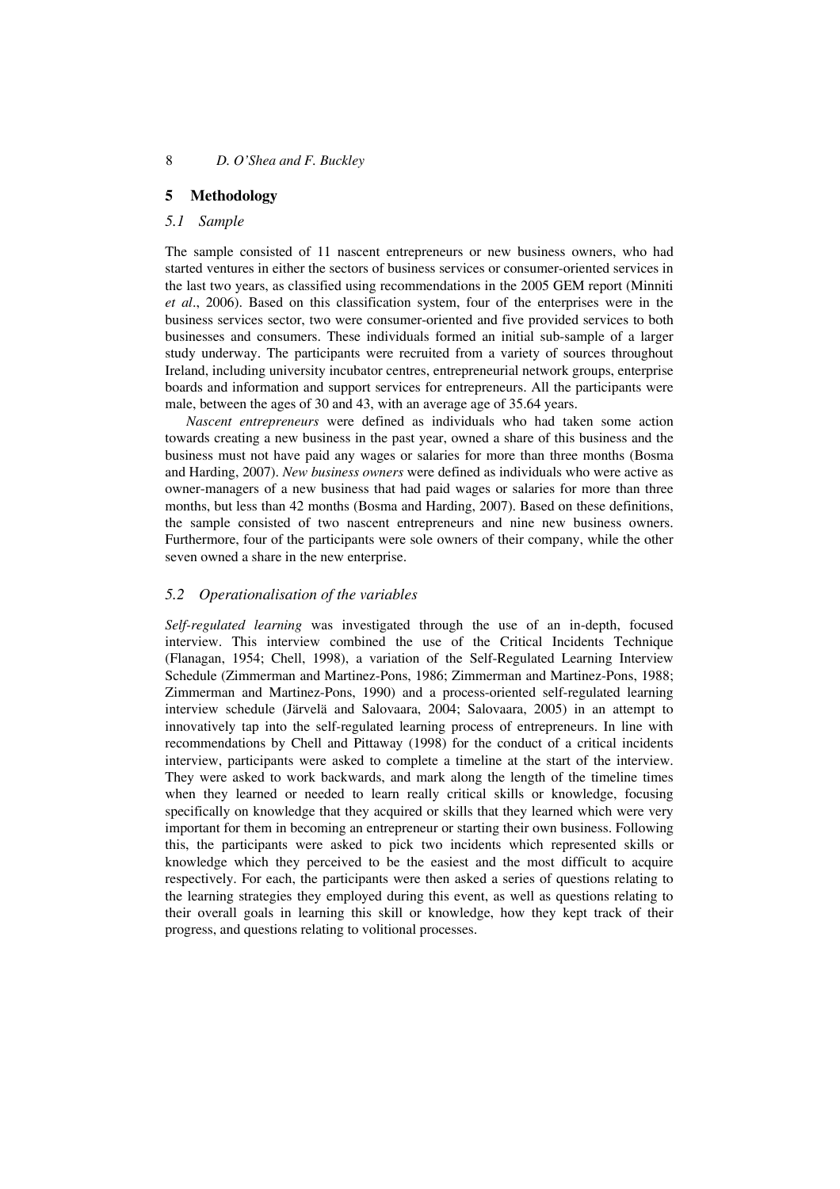## 5 Methodology

### *5.1 Sample*

The sample consisted of 11 nascent entrepreneurs or new business owners, who had started ventures in either the sectors of business services or consumer-oriented services in the last two years, as classified using recommendations in the 2005 GEM report (Minniti *et al*., 2006). Based on this classification system, four of the enterprises were in the business services sector, two were consumer-oriented and five provided services to both businesses and consumers. These individuals formed an initial sub-sample of a larger study underway. The participants were recruited from a variety of sources throughout Ireland, including university incubator centres, entrepreneurial network groups, enterprise boards and information and support services for entrepreneurs. All the participants were male, between the ages of 30 and 43, with an average age of 35.64 years.

*Nascent entrepreneurs* were defined as individuals who had taken some action towards creating a new business in the past year, owned a share of this business and the business must not have paid any wages or salaries for more than three months (Bosma and Harding, 2007). *New business owners* were defined as individuals who were active as owner-managers of a new business that had paid wages or salaries for more than three months, but less than 42 months (Bosma and Harding, 2007). Based on these definitions, the sample consisted of two nascent entrepreneurs and nine new business owners. Furthermore, four of the participants were sole owners of their company, while the other seven owned a share in the new enterprise.

### *5.2 Operationalisation of the variables*

*Self-regulated learning* was investigated through the use of an in-depth, focused interview. This interview combined the use of the Critical Incidents Technique (Flanagan, 1954; Chell, 1998), a variation of the Self-Regulated Learning Interview Schedule (Zimmerman and Martinez-Pons, 1986; Zimmerman and Martinez-Pons, 1988; Zimmerman and Martinez-Pons, 1990) and a process-oriented self-regulated learning interview schedule (Järvelä and Salovaara, 2004; Salovaara, 2005) in an attempt to innovatively tap into the self-regulated learning process of entrepreneurs. In line with recommendations by Chell and Pittaway (1998) for the conduct of a critical incidents interview, participants were asked to complete a timeline at the start of the interview. They were asked to work backwards, and mark along the length of the timeline times when they learned or needed to learn really critical skills or knowledge, focusing specifically on knowledge that they acquired or skills that they learned which were very important for them in becoming an entrepreneur or starting their own business. Following this, the participants were asked to pick two incidents which represented skills or knowledge which they perceived to be the easiest and the most difficult to acquire respectively. For each, the participants were then asked a series of questions relating to the learning strategies they employed during this event, as well as questions relating to their overall goals in learning this skill or knowledge, how they kept track of their progress, and questions relating to volitional processes.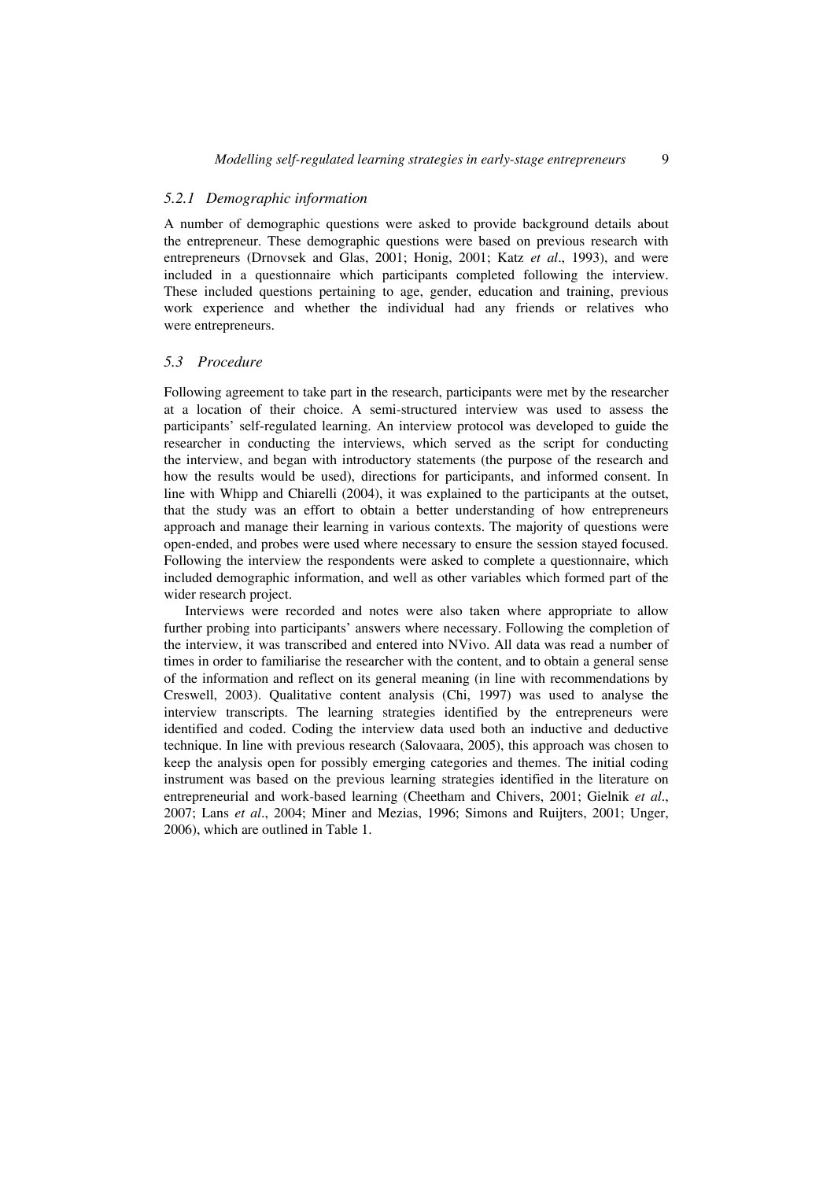### *5.2.1 Demographic information*

A number of demographic questions were asked to provide background details about the entrepreneur. These demographic questions were based on previous research with entrepreneurs (Drnovsek and Glas, 2001; Honig, 2001; Katz *et al*., 1993), and were included in a questionnaire which participants completed following the interview. These included questions pertaining to age, gender, education and training, previous work experience and whether the individual had any friends or relatives who were entrepreneurs.

## *5.3 Procedure*

Following agreement to take part in the research, participants were met by the researcher at a location of their choice. A semi-structured interview was used to assess the participants' self-regulated learning. An interview protocol was developed to guide the researcher in conducting the interviews, which served as the script for conducting the interview, and began with introductory statements (the purpose of the research and how the results would be used), directions for participants, and informed consent. In line with Whipp and Chiarelli (2004), it was explained to the participants at the outset, that the study was an effort to obtain a better understanding of how entrepreneurs approach and manage their learning in various contexts. The majority of questions were open-ended, and probes were used where necessary to ensure the session stayed focused. Following the interview the respondents were asked to complete a questionnaire, which included demographic information, and well as other variables which formed part of the wider research project.

Interviews were recorded and notes were also taken where appropriate to allow further probing into participants' answers where necessary. Following the completion of the interview, it was transcribed and entered into NVivo. All data was read a number of times in order to familiarise the researcher with the content, and to obtain a general sense of the information and reflect on its general meaning (in line with recommendations by Creswell, 2003). Qualitative content analysis (Chi, 1997) was used to analyse the interview transcripts. The learning strategies identified by the entrepreneurs were identified and coded. Coding the interview data used both an inductive and deductive technique. In line with previous research (Salovaara, 2005), this approach was chosen to keep the analysis open for possibly emerging categories and themes. The initial coding instrument was based on the previous learning strategies identified in the literature on entrepreneurial and work-based learning (Cheetham and Chivers, 2001; Gielnik *et al*., 2007; Lans *et al*., 2004; Miner and Mezias, 1996; Simons and Ruijters, 2001; Unger, 2006), which are outlined in Table 1.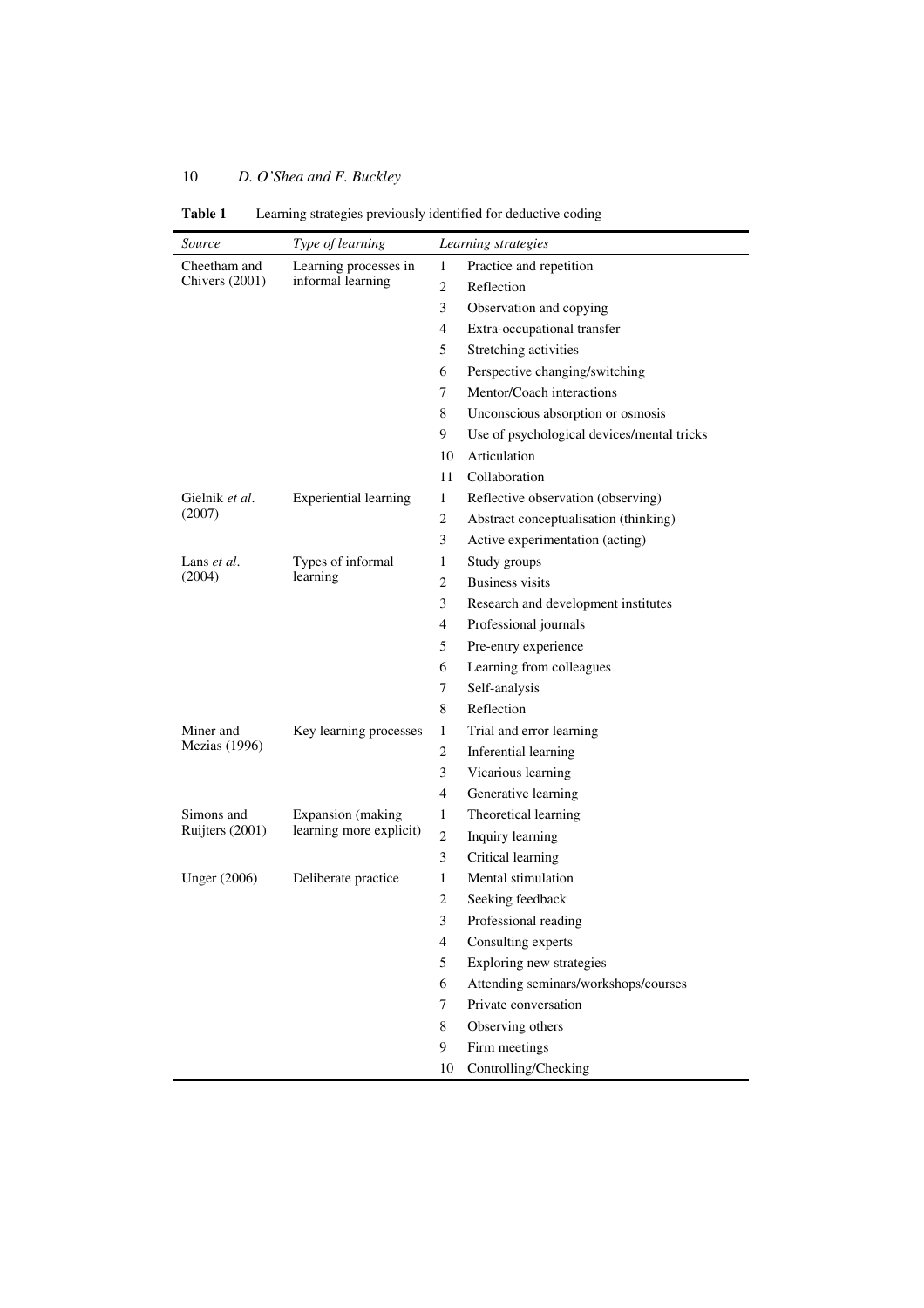**Table 1** Learning strategies previously identified for deductive coding

| *Source* | *Type of learning* | *Learning strategies* | |
|---|---|---|---|
| Cheetham and Chivers (2001) | Learning processes in informal learning | 1 | Practice and repetition |
| | | 2 | Reflection |
| | | 3 | Observation and copying |
| | | 4 | Extra-occupational transfer |
| | | 5 | Stretching activities |
| | | 6 | Perspective changing/switching |
| | | 7 | Mentor/Coach interactions |
| | | 8 | Unconscious absorption or osmosis |
| | | 9 | Use of psychological devices/mental tricks |
| | | 10 | Articulation |
| | | 11 | Collaboration |
| Gielnik *et al*. (2007) | Experiential learning | 1 | Reflective observation (observing) |
| | | 2 | Abstract conceptualisation (thinking) |
| | | 3 | Active experimentation (acting) |
| Lans *et al*. (2004) | Types of informal learning | 1 | Study groups |
| | | 2 | Business visits |
| | | 3 | Research and development institutes |
| | | 4 | Professional journals |
| | | 5 | Pre-entry experience |
| | | 6 | Learning from colleagues |
| | | 7 | Self-analysis |
| | | 8 | Reflection |
| Miner and Mezias (1996) | Key learning processes | 1 | Trial and error learning |
| | | 2 | Inferential learning |
| | | 3 | Vicarious learning |
| | | 4 | Generative learning |
| Simons and Ruijters (2001) | Expansion (making learning more explicit) | 1 | Theoretical learning |
| | | 2 | Inquiry learning |
| | | 3 | Critical learning |
| Unger (2006) | Deliberate practice | 1 | Mental stimulation |
| | | 2 | Seeking feedback |
| | | 3 | Professional reading |
| | | 4 | Consulting experts |
| | | 5 | Exploring new strategies |
| | | 6 | Attending seminars/workshops/courses |
| | | 7 | Private conversation |
| | | 8 | Observing others |
| | | 9 | Firm meetings |
| | | 10 | Controlling/Checking |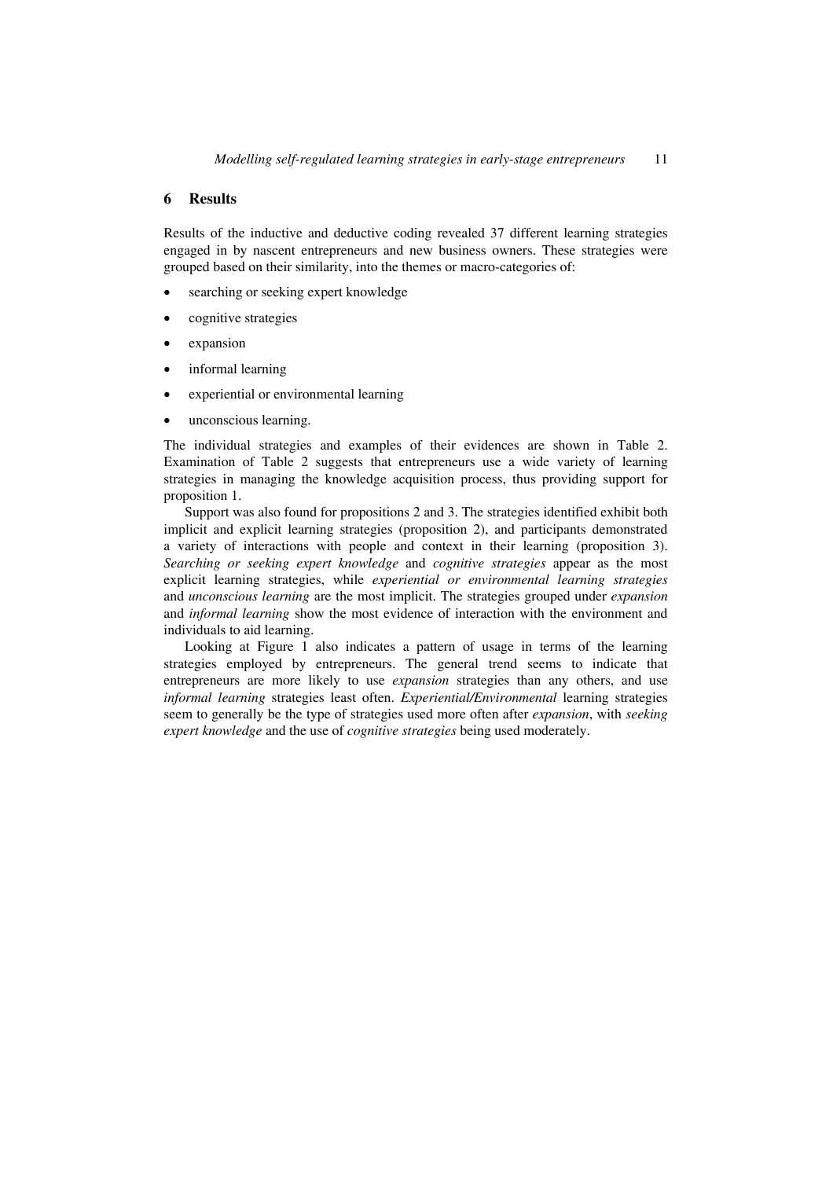## 6 Results

Results of the inductive and deductive coding revealed 37 different learning strategies engaged in by nascent entrepreneurs and new business owners. These strategies were grouped based on their similarity, into the themes or macro-categories of:

- searching or seeking expert knowledge
- cognitive strategies
- expansion
- informal learning
- experiential or environmental learning
- unconscious learning.

The individual strategies and examples of their evidences are shown in Table 2. Examination of Table 2 suggests that entrepreneurs use a wide variety of learning strategies in managing the knowledge acquisition process, thus providing support for proposition 1.

Support was also found for propositions 2 and 3. The strategies identified exhibit both implicit and explicit learning strategies (proposition 2), and participants demonstrated a variety of interactions with people and context in their learning (proposition 3). *Searching or seeking expert knowledge* and *cognitive strategies* appear as the most explicit learning strategies, while *experiential or environmental learning strategies* and *unconscious learning* are the most implicit. The strategies grouped under *expansion* and *informal learning* show the most evidence of interaction with the environment and individuals to aid learning.

Looking at Figure 1 also indicates a pattern of usage in terms of the learning strategies employed by entrepreneurs. The general trend seems to indicate that entrepreneurs are more likely to use *expansion* strategies than any others, and use *informal learning* strategies least often. *Experiential/Environmental* learning strategies seem to generally be the type of strategies used more often after *expansion*, with *seeking expert knowledge* and the use of *cognitive strategies* being used moderately.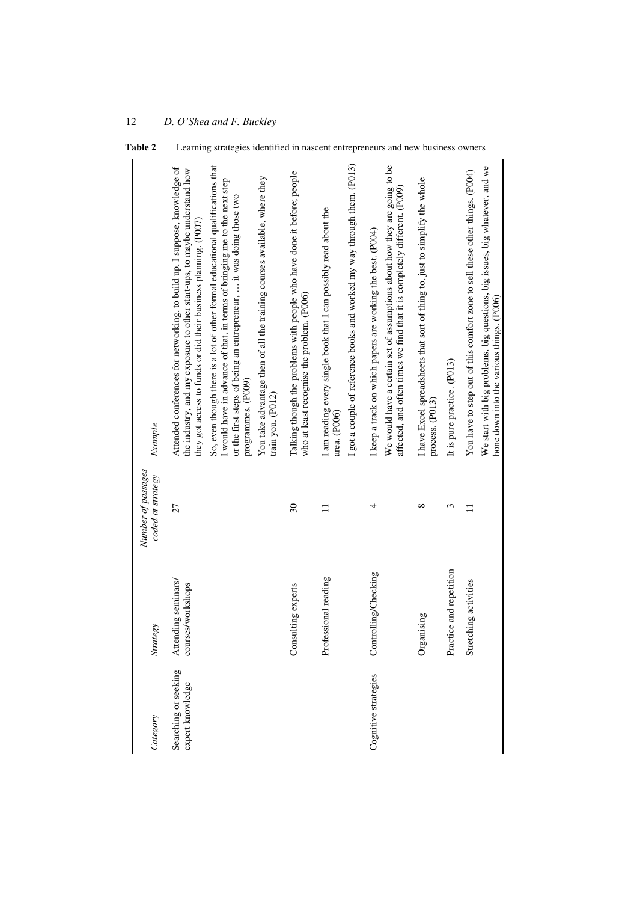**Table 2** Learning strategies identified in nascent entrepreneurs and new business owners

| *Category* | *Strategy* | *Number of passages coded at strategy* | *Example* |
|---|---|---|---|
| Searching or seeking expert knowledge | Attending seminars/courses/workshops | 27 | Attended conferences for networking, to build up, I suppose, knowledge of the industry, and my exposure to other start-ups, to maybe understand how they got access to funds or did their business planning. (P007) |
| | | | So, even though there is a lot of other formal educational qualifications that I would have in advance of that, in terms of bringing me to the next step or the first steps of being an entrepreneur, … it was doing those two programmes. (P009) |
| | | | You take advantage then of all the training courses available, where they train you. (P012) |
| | Consulting experts | 30 | Talking though the problems with people who have done it before; people who at least recognise the problem. (P006) |
| | Professional reading | 11 | I am reading every single book that I can possibly read about the area. (P006) |
| | | | I got a couple of reference books and worked my way through them. (P013) |
| Cognitive strategies | Controlling/Checking | 4 | I keep a track on which papers are working the best. (P004) |
| | | | We would have a certain set of assumptions about how they are going to be affected, and often times we find that it is completely different. (P009) |
| | Organising | 8 | I have Excel spreadsheets that sort of thing to, just to simplify the whole process. (P013) |
| | Practice and repetition | 3 | It is pure practice. (P013) |
| | Stretching activities | 11 | You have to step out of this comfort zone to sell these other things. (P004) |
| | | | We start with big problems, big questions, big issues, big whatever, and we hone down into the various things. (P006) |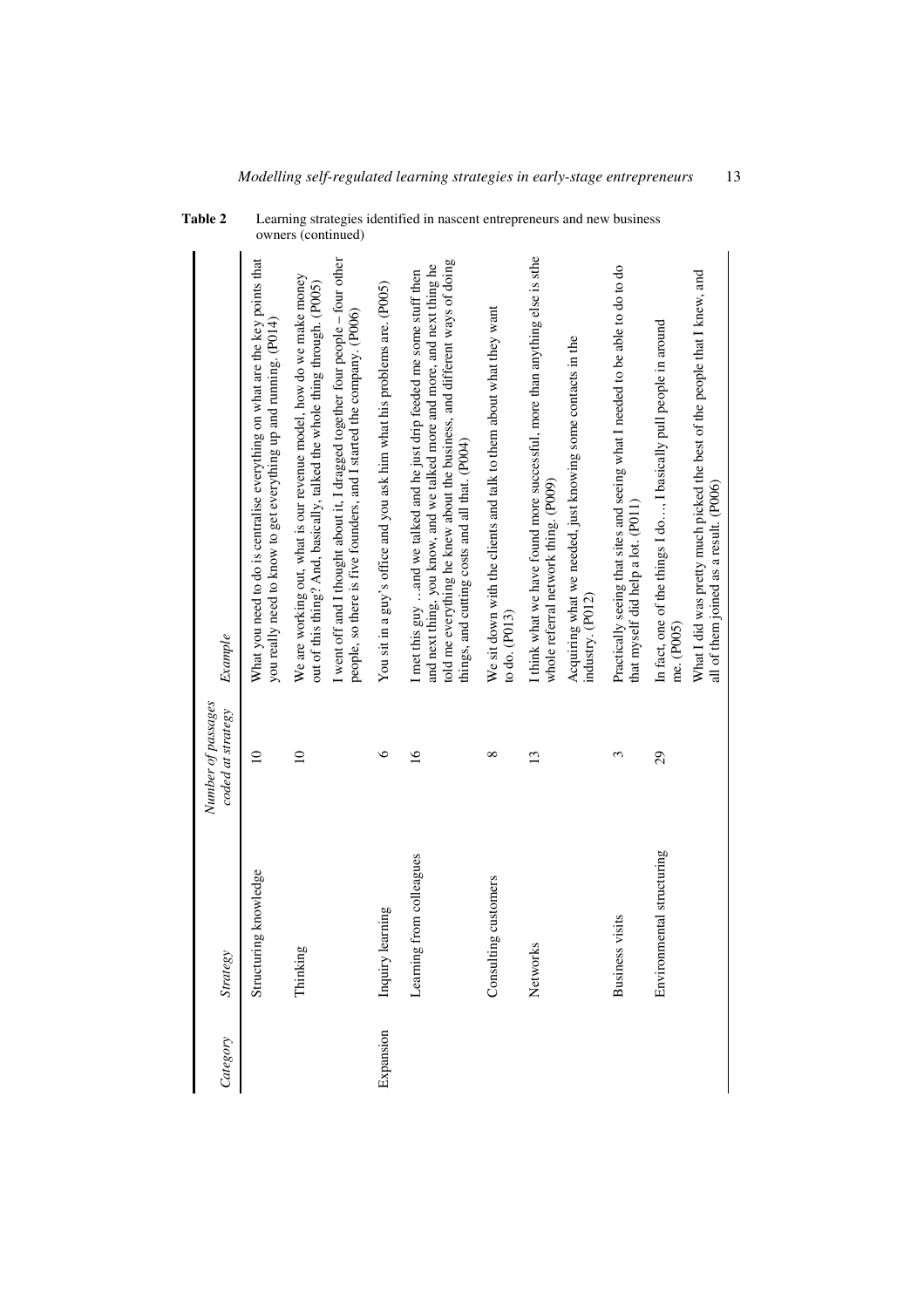**Table 2** Learning strategies identified in nascent entrepreneurs and new business owners (continued)

| *Category* | *Strategy* | *Number of passages coded at strategy* | *Example* |
|---|---|---|---|
| | Structuring knowledge | 10 | What you need to do is centralise everything on what are the key points that you really need to know to get everything up and running. (P014) |
| | Thinking | 10 | We are working out, what is our revenue model, how do we make money out of this thing? And, basically, talked the whole thing through. (P005) |
| | | | I went off and I thought about it, I dragged together four people – four other people, so there is five founders, and I started the company. (P006) |
| Expansion | Inquiry learning | 6 | You sit in a guy's office and you ask him what his problems are. (P005) |
| | Learning from colleagues | 16 | I met this guy ...and we talked and he just drip feeded me some stuff then and next thing, you know, and we talked more and more, and next thing he told me everything he knew about the business, and different ways of doing things, and cutting costs and all that. (P004) |
| | Consulting customers | 8 | We sit down with the clients and talk to them about what they want to do. (P013) |
| | Networks | 13 | I think what we have found more successful, more than anything else is sthe whole referral network thing. (P009) |
| | | | Acquiring what we needed, just knowing some contacts in the industry. (P012) |
| | Business visits | 3 | Practically seeing that sites and seeing what I needed to be able to do to do that myself did help a lot. (P011) |
| | Environmental structuring | 29 | In fact, one of the things I do..., I basically pull people in around me. (P005) |
| | | | What I did was pretty much picked the best of the people that I knew, and all of them joined as a result. (P006) |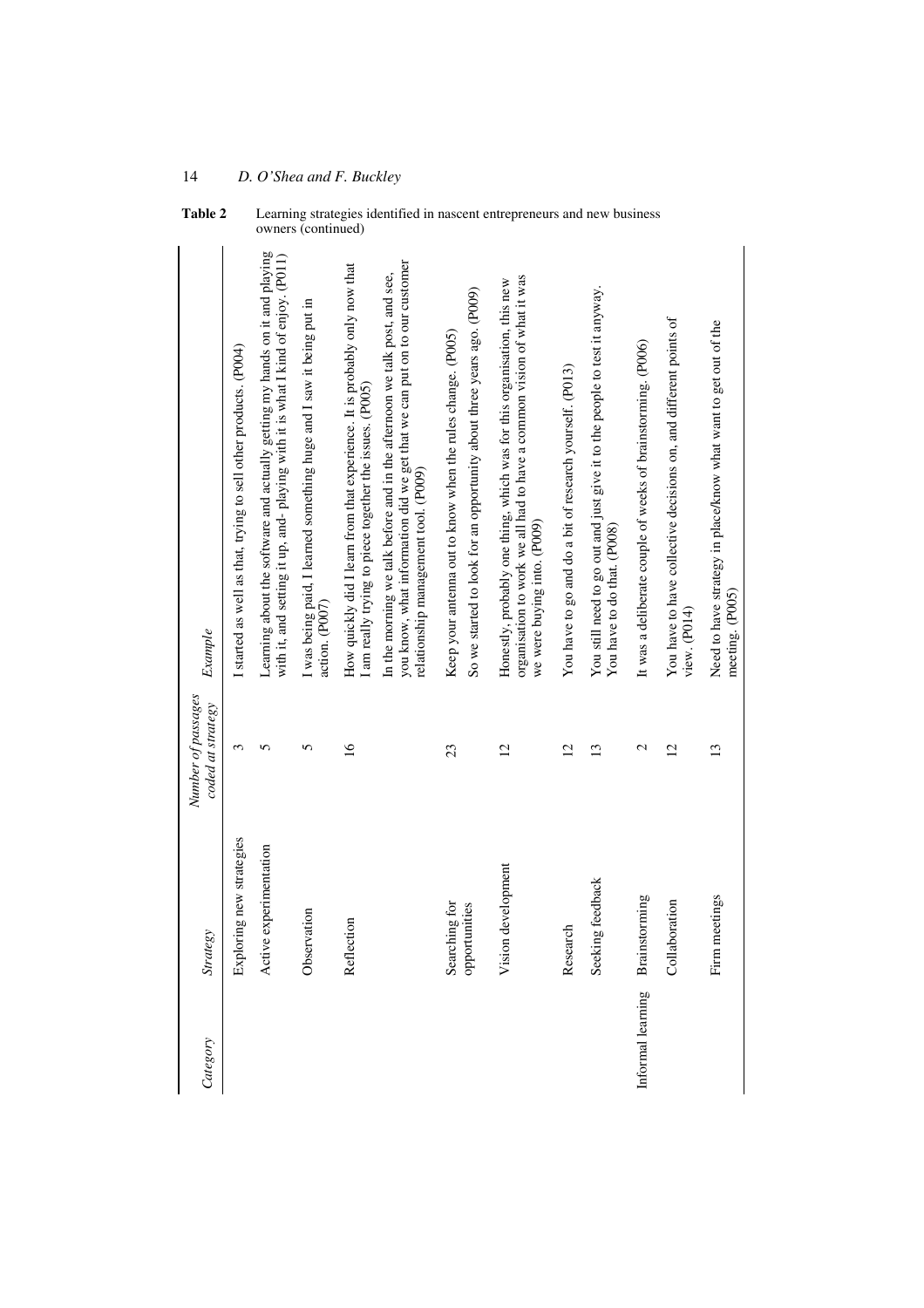**Table 2** Learning strategies identified in nascent entrepreneurs and new business owners (continued)

| Category | Strategy | Number of passages coded at strategy | Example |
|---|---|---|---|
| | Exploring new strategies | 3 | I started as well as that, trying to sell other products. (P004) |
| | Active experimentation | 5 | Learning about the software and actually getting my hands on it and playing with it, and setting it up, and- playing with it is what I kind of enjoy. (P011) |
| | Observation | 5 | I was being paid, I learned something huge and I saw it being put in action. (P007) |
| | Reflection | 16 | How quickly did I learn from that experience. It is probably only now that I am really trying to piece together the issues. (P005) |
| | | | In the morning we talk before and in the afternoon we talk post, and see, you know, what information did we get that we can put on to our customer relationship management tool. (P009) |
| | Searching for opportunities | 23 | Keep your antenna out to know when the rules change. (P005) |
| | | | So we started to look for an opportunity about three years ago. (P009) |
| | Vision development | 12 | Honestly, probably one thing, which was for this organisation, this new organisation to work we all had to have a common vision of what it was we were buying into. (P009) |
| | Research | 12 | You have to go and do a bit of research yourself. (P013) |
| | Seeking feedback | 13 | You still need to go out and just give it to the people to test it anyway. You have to do that. (P008) |
| Informal learning | Brainstorming | 2 | It was a deliberate couple of weeks of brainstorming. (P006) |
| | Collaboration | 12 | You have to have collective decisions on, and different points of view. (P014) |
| | Firm meetings | 13 | Need to have strategy in place/know what want to get out of the meeting. (P005) |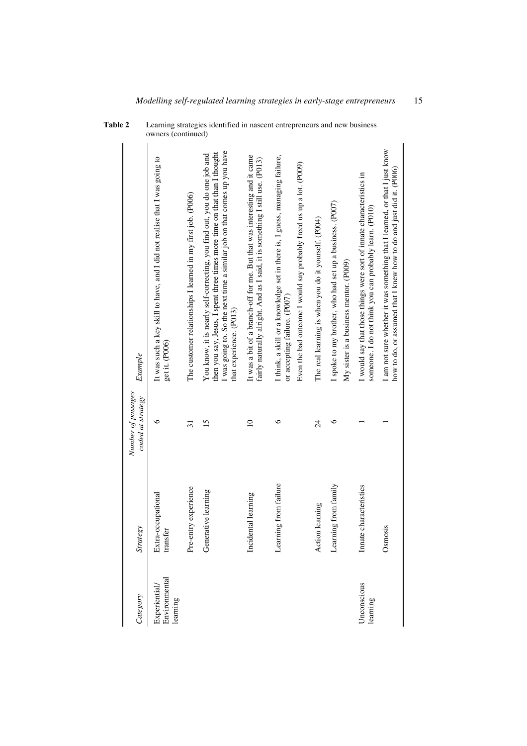**Table 2** Learning strategies identified in nascent entrepreneurs and new business owners (continued)

| *Category* | *Strategy* | *Number of passages coded at strategy* | *Example* |
|---|---|---|---|
| Experiential/ Environmental learning | Extra-occupational transfer | 6 | It was such a key skill to have, and I did not realise that I was going to get it. (P006) |
| | Pre-entry experience | 31 | The customer relationships I learned in my first job. (P006) |
| | Generative learning | 15 | You know, it is nearly self-correcting, you find out, you do one job and then you say, Jesus, I spent three times more time on that than I thought I was going to. So the next time a similar job on that comes up you have that experience. (P013) |
| | Incidental learning | 10 | It was a bit of a branch-off for me. But that was interesting and it came fairly naturally alright. And as I said, it is something I still use. (P013) |
| | Learning from failure | 6 | I think, a skill or a knowledge set in there is, I guess, managing failure, or accepting failure. (P007)<br>Even the bad outcome I would say probably freed us up a lot. (P009) |
| | Action learning | 24 | The real learning is when you do it yourself. (P004) |
| | Learning from family | 6 | I spoke to my brother, who had set up a business. (P007)<br>My sister is a business mentor. (P009) |
| Unconscious learning | Innate characteristics | 1 | I would say that those things were sort of innate characteristics in someone. I do not think you can probably learn. (P010) |
| | Osmosis | 1 | I am not sure whether it was something that I learned, or that I just know how to do, or assumed that I knew how to do and just did it. (P006) |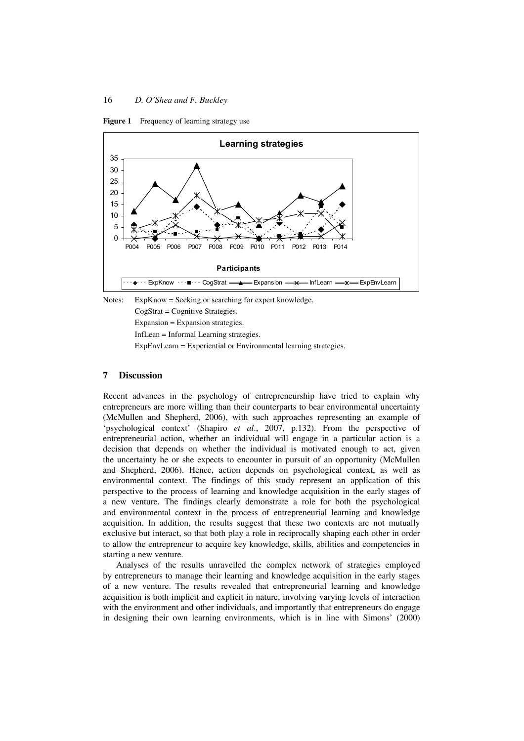**Figure 1** Frequency of learning strategy use

Notes: ExpKnow = Seeking or searching for expert knowledge.
CogStrat = Cognitive Strategies.
Expansion = Expansion strategies.
InfLean = Informal Learning strategies.
ExpEnvLearn = Experiential or Environmental learning strategies.

## 7 Discussion

Recent advances in the psychology of entrepreneurship have tried to explain why entrepreneurs are more willing than their counterparts to bear environmental uncertainty (McMullen and Shepherd, 2006), with such approaches representing an example of 'psychological context' (Shapiro *et al*., 2007, p.132). From the perspective of entrepreneurial action, whether an individual will engage in a particular action is a decision that depends on whether the individual is motivated enough to act, given the uncertainty he or she expects to encounter in pursuit of an opportunity (McMullen and Shepherd, 2006). Hence, action depends on psychological context, as well as environmental context. The findings of this study represent an application of this perspective to the process of learning and knowledge acquisition in the early stages of a new venture. The findings clearly demonstrate a role for both the psychological and environmental context in the process of entrepreneurial learning and knowledge acquisition. In addition, the results suggest that these two contexts are not mutually exclusive but interact, so that both play a role in reciprocally shaping each other in order to allow the entrepreneur to acquire key knowledge, skills, abilities and competencies in starting a new venture.

Analyses of the results unravelled the complex network of strategies employed by entrepreneurs to manage their learning and knowledge acquisition in the early stages of a new venture. The results revealed that entrepreneurial learning and knowledge acquisition is both implicit and explicit in nature, involving varying levels of interaction with the environment and other individuals, and importantly that entrepreneurs do engage in designing their own learning environments, which is in line with Simons' (2000)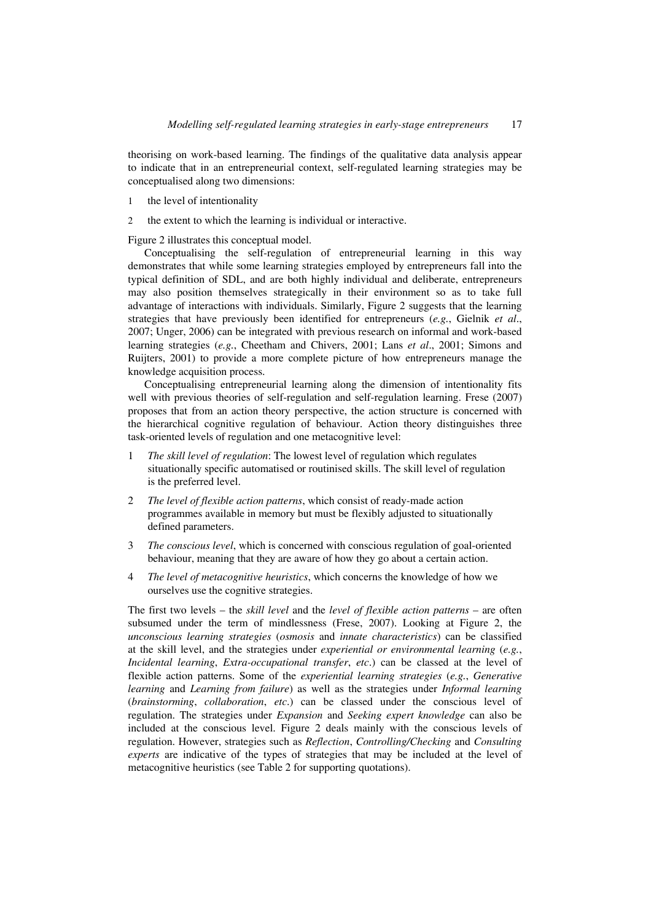theorising on work-based learning. The findings of the qualitative data analysis appear to indicate that in an entrepreneurial context, self-regulated learning strategies may be conceptualised along two dimensions:

1. the level of intentionality
2. the extent to which the learning is individual or interactive.

Figure 2 illustrates this conceptual model.

Conceptualising the self-regulation of entrepreneurial learning in this way demonstrates that while some learning strategies employed by entrepreneurs fall into the typical definition of SDL, and are both highly individual and deliberate, entrepreneurs may also position themselves strategically in their environment so as to take full advantage of interactions with individuals. Similarly, Figure 2 suggests that the learning strategies that have previously been identified for entrepreneurs (*e.g.*, Gielnik *et al*., 2007; Unger, 2006) can be integrated with previous research on informal and work-based learning strategies (*e.g.*, Cheetham and Chivers, 2001; Lans *et al*., 2001; Simons and Ruijters, 2001) to provide a more complete picture of how entrepreneurs manage the knowledge acquisition process.

Conceptualising entrepreneurial learning along the dimension of intentionality fits well with previous theories of self-regulation and self-regulation learning. Frese (2007) proposes that from an action theory perspective, the action structure is concerned with the hierarchical cognitive regulation of behaviour. Action theory distinguishes three task-oriented levels of regulation and one metacognitive level:

1. *The skill level of regulation*: The lowest level of regulation which regulates situationally specific automatised or routinised skills. The skill level of regulation is the preferred level.
2. *The level of flexible action patterns*, which consist of ready-made action programmes available in memory but must be flexibly adjusted to situationally defined parameters.
3. *The conscious level*, which is concerned with conscious regulation of goal-oriented behaviour, meaning that they are aware of how they go about a certain action.
4. *The level of metacognitive heuristics*, which concerns the knowledge of how we ourselves use the cognitive strategies.

The first two levels – the *skill level* and the *level of flexible action patterns* – are often subsumed under the term of mindlessness (Frese, 2007). Looking at Figure 2, the *unconscious learning strategies* (*osmosis* and *innate characteristics*) can be classified at the skill level, and the strategies under *experiential or environmental learning* (*e.g.*, *Incidental learning*, *Extra-occupational transfer*, *etc*.) can be classed at the level of flexible action patterns. Some of the *experiential learning strategies* (*e.g.*, *Generative learning* and *Learning from failure*) as well as the strategies under *Informal learning* (*brainstorming*, *collaboration*, *etc*.) can be classed under the conscious level of regulation. The strategies under *Expansion* and *Seeking expert knowledge* can also be included at the conscious level. Figure 2 deals mainly with the conscious levels of regulation. However, strategies such as *Reflection*, *Controlling/Checking* and *Consulting experts* are indicative of the types of strategies that may be included at the level of metacognitive heuristics (see Table 2 for supporting quotations).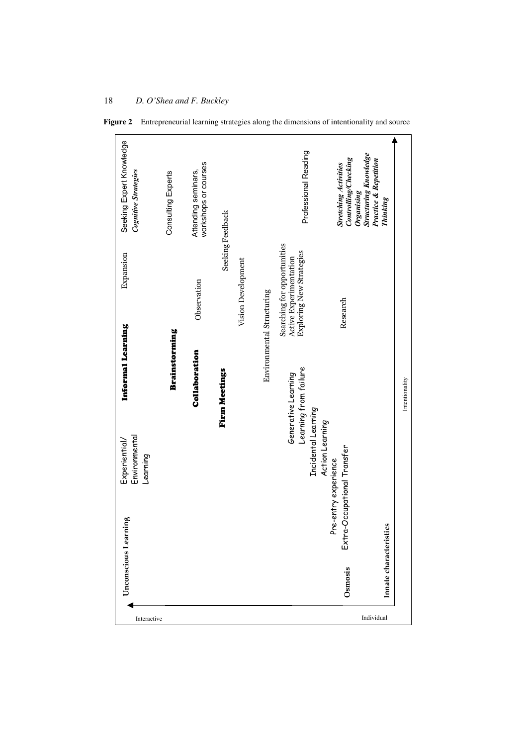**Figure 2** Entrepreneurial learning strategies along the dimensions of intentionality and source

Unconscious Learning

Osmosis

Innate characteristics

Pre-entry experience

Extra-Occupational Transfer

Experiential/ Environmental Learning

Generative Learning

Learning from failure

Incidental Learning

Action Learning

**Informal Learning**

**Brainstorming**

**Collaboration**

**Firm Meetings**

Environmental Structuring

Vision Development

Observation

Research

Expansion

Searching for opportunities

Active Experimentation

Exploring New Strategies

Seeking Feedback

Seeking Expert Knowledge

*Cognitive Strategies*

Consulting Experts

Attending seminars, workshops or courses

Professional Reading

***Stretching Activities***

***Controlling/Checking***

***Organising***

***Structuring Knowledge***

***Practice & Repetition***

***Thinking***

Interactive

Individual

Intentionality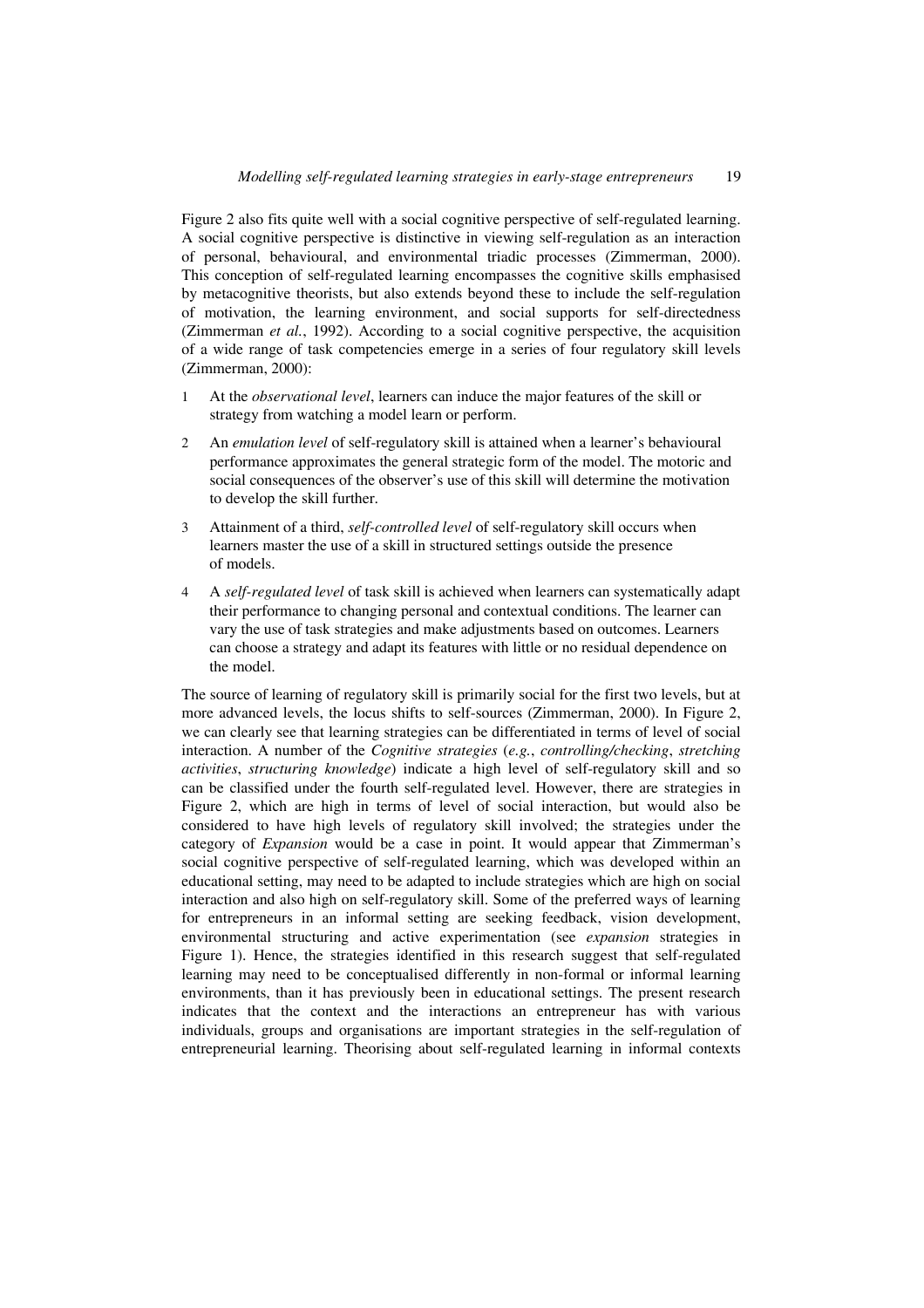Figure 2 also fits quite well with a social cognitive perspective of self-regulated learning. A social cognitive perspective is distinctive in viewing self-regulation as an interaction of personal, behavioural, and environmental triadic processes (Zimmerman, 2000). This conception of self-regulated learning encompasses the cognitive skills emphasised by metacognitive theorists, but also extends beyond these to include the self-regulation of motivation, the learning environment, and social supports for self-directedness (Zimmerman *et al.*, 1992). According to a social cognitive perspective, the acquisition of a wide range of task competencies emerge in a series of four regulatory skill levels (Zimmerman, 2000):

1. At the *observational level*, learners can induce the major features of the skill or strategy from watching a model learn or perform.
2. An *emulation level* of self-regulatory skill is attained when a learner's behavioural performance approximates the general strategic form of the model. The motoric and social consequences of the observer's use of this skill will determine the motivation to develop the skill further.
3. Attainment of a third, *self-controlled level* of self-regulatory skill occurs when learners master the use of a skill in structured settings outside the presence of models.
4. A *self-regulated level* of task skill is achieved when learners can systematically adapt their performance to changing personal and contextual conditions. The learner can vary the use of task strategies and make adjustments based on outcomes. Learners can choose a strategy and adapt its features with little or no residual dependence on the model.

The source of learning of regulatory skill is primarily social for the first two levels, but at more advanced levels, the locus shifts to self-sources (Zimmerman, 2000). In Figure 2, we can clearly see that learning strategies can be differentiated in terms of level of social interaction. A number of the *Cognitive strategies* (*e.g.*, *controlling/checking*, *stretching activities*, *structuring knowledge*) indicate a high level of self-regulatory skill and so can be classified under the fourth self-regulated level. However, there are strategies in Figure 2, which are high in terms of level of social interaction, but would also be considered to have high levels of regulatory skill involved; the strategies under the category of *Expansion* would be a case in point. It would appear that Zimmerman's social cognitive perspective of self-regulated learning, which was developed within an educational setting, may need to be adapted to include strategies which are high on social interaction and also high on self-regulatory skill. Some of the preferred ways of learning for entrepreneurs in an informal setting are seeking feedback, vision development, environmental structuring and active experimentation (see *expansion* strategies in Figure 1). Hence, the strategies identified in this research suggest that self-regulated learning may need to be conceptualised differently in non-formal or informal learning environments, than it has previously been in educational settings. The present research indicates that the context and the interactions an entrepreneur has with various individuals, groups and organisations are important strategies in the self-regulation of entrepreneurial learning. Theorising about self-regulated learning in informal contexts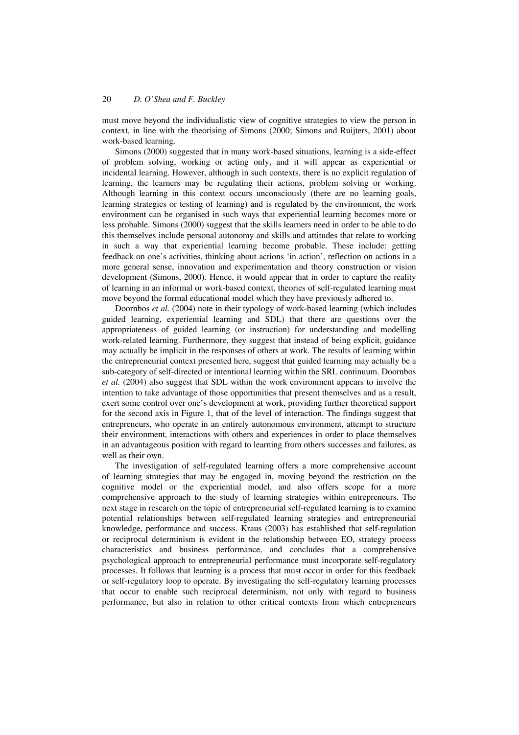must move beyond the individualistic view of cognitive strategies to view the person in context, in line with the theorising of Simons (2000; Simons and Ruijters, 2001) about work-based learning.

Simons (2000) suggested that in many work-based situations, learning is a side-effect of problem solving, working or acting only, and it will appear as experiential or incidental learning. However, although in such contexts, there is no explicit regulation of learning, the learners may be regulating their actions, problem solving or working. Although learning in this context occurs unconsciously (there are no learning goals, learning strategies or testing of learning) and is regulated by the environment, the work environment can be organised in such ways that experiential learning becomes more or less probable. Simons (2000) suggest that the skills learners need in order to be able to do this themselves include personal autonomy and skills and attitudes that relate to working in such a way that experiential learning become probable. These include: getting feedback on one's activities, thinking about actions 'in action', reflection on actions in a more general sense, innovation and experimentation and theory construction or vision development (Simons, 2000). Hence, it would appear that in order to capture the reality of learning in an informal or work-based context, theories of self-regulated learning must move beyond the formal educational model which they have previously adhered to.

Doornbos *et al.* (2004) note in their typology of work-based learning (which includes guided learning, experiential learning and SDL) that there are questions over the appropriateness of guided learning (or instruction) for understanding and modelling work-related learning. Furthermore, they suggest that instead of being explicit, guidance may actually be implicit in the responses of others at work. The results of learning within the entrepreneurial context presented here, suggest that guided learning may actually be a sub-category of self-directed or intentional learning within the SRL continuum. Doornbos *et al.* (2004) also suggest that SDL within the work environment appears to involve the intention to take advantage of those opportunities that present themselves and as a result, exert some control over one's development at work, providing further theoretical support for the second axis in Figure 1, that of the level of interaction. The findings suggest that entrepreneurs, who operate in an entirely autonomous environment, attempt to structure their environment, interactions with others and experiences in order to place themselves in an advantageous position with regard to learning from others successes and failures, as well as their own.

The investigation of self-regulated learning offers a more comprehensive account of learning strategies that may be engaged in, moving beyond the restriction on the cognitive model or the experiential model, and also offers scope for a more comprehensive approach to the study of learning strategies within entrepreneurs. The next stage in research on the topic of entrepreneurial self-regulated learning is to examine potential relationships between self-regulated learning strategies and entrepreneurial knowledge, performance and success. Kraus (2003) has established that self-regulation or reciprocal determinism is evident in the relationship between EO, strategy process characteristics and business performance, and concludes that a comprehensive psychological approach to entrepreneurial performance must incorporate self-regulatory processes. It follows that learning is a process that must occur in order for this feedback or self-regulatory loop to operate. By investigating the self-regulatory learning processes that occur to enable such reciprocal determinism, not only with regard to business performance, but also in relation to other critical contexts from which entrepreneurs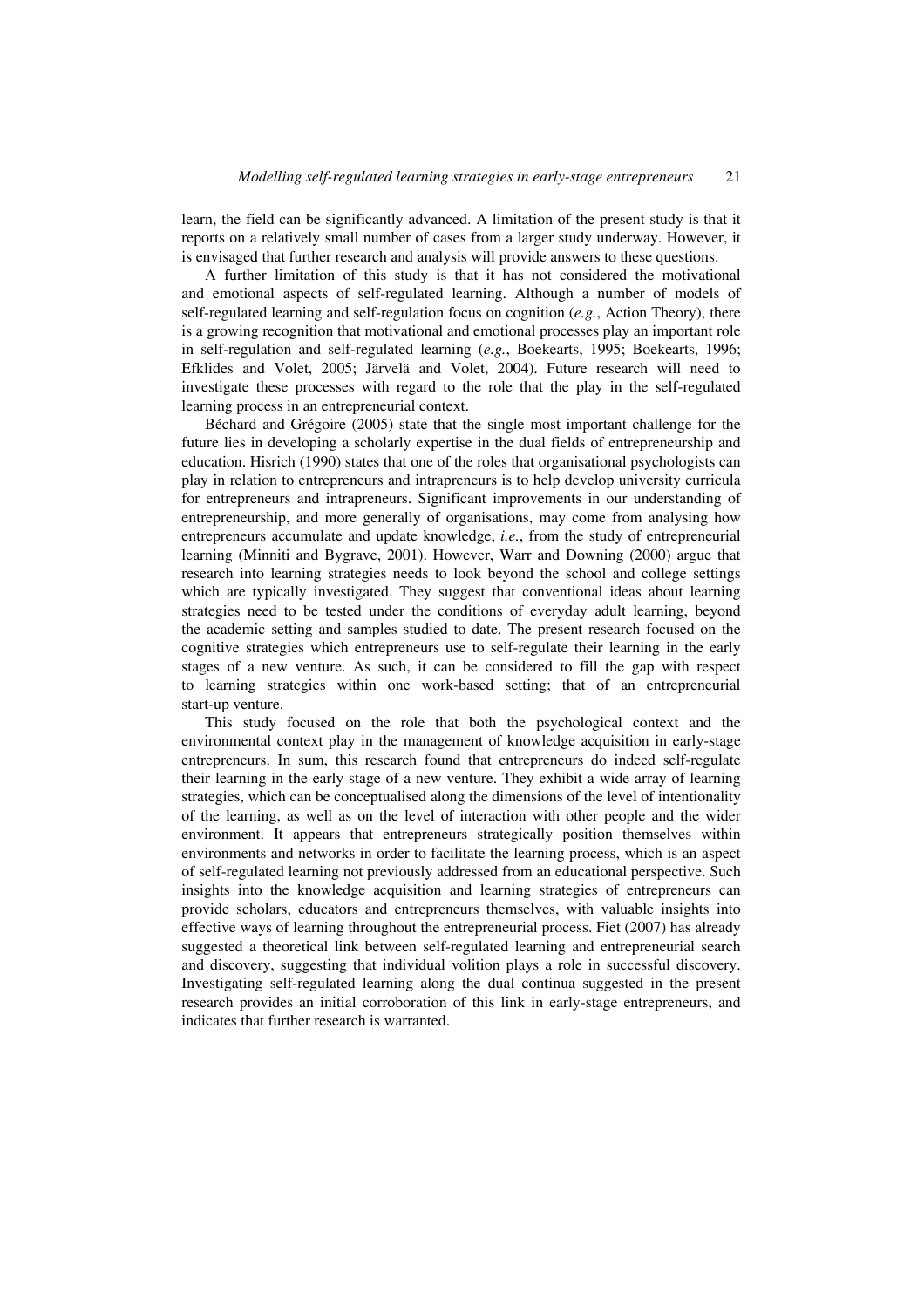learn, the field can be significantly advanced. A limitation of the present study is that it reports on a relatively small number of cases from a larger study underway. However, it is envisaged that further research and analysis will provide answers to these questions.

A further limitation of this study is that it has not considered the motivational and emotional aspects of self-regulated learning. Although a number of models of self-regulated learning and self-regulation focus on cognition (*e.g.*, Action Theory), there is a growing recognition that motivational and emotional processes play an important role in self-regulation and self-regulated learning (*e.g.*, Boekearts, 1995; Boekearts, 1996; Efklides and Volet, 2005; Järvelä and Volet, 2004). Future research will need to investigate these processes with regard to the role that the play in the self-regulated learning process in an entrepreneurial context.

Béchard and Grégoire (2005) state that the single most important challenge for the future lies in developing a scholarly expertise in the dual fields of entrepreneurship and education. Hisrich (1990) states that one of the roles that organisational psychologists can play in relation to entrepreneurs and intrapreneurs is to help develop university curricula for entrepreneurs and intrapreneurs. Significant improvements in our understanding of entrepreneurship, and more generally of organisations, may come from analysing how entrepreneurs accumulate and update knowledge, *i.e.*, from the study of entrepreneurial learning (Minniti and Bygrave, 2001). However, Warr and Downing (2000) argue that research into learning strategies needs to look beyond the school and college settings which are typically investigated. They suggest that conventional ideas about learning strategies need to be tested under the conditions of everyday adult learning, beyond the academic setting and samples studied to date. The present research focused on the cognitive strategies which entrepreneurs use to self-regulate their learning in the early stages of a new venture. As such, it can be considered to fill the gap with respect to learning strategies within one work-based setting; that of an entrepreneurial start-up venture.

This study focused on the role that both the psychological context and the environmental context play in the management of knowledge acquisition in early-stage entrepreneurs. In sum, this research found that entrepreneurs do indeed self-regulate their learning in the early stage of a new venture. They exhibit a wide array of learning strategies, which can be conceptualised along the dimensions of the level of intentionality of the learning, as well as on the level of interaction with other people and the wider environment. It appears that entrepreneurs strategically position themselves within environments and networks in order to facilitate the learning process, which is an aspect of self-regulated learning not previously addressed from an educational perspective. Such insights into the knowledge acquisition and learning strategies of entrepreneurs can provide scholars, educators and entrepreneurs themselves, with valuable insights into effective ways of learning throughout the entrepreneurial process. Fiet (2007) has already suggested a theoretical link between self-regulated learning and entrepreneurial search and discovery, suggesting that individual volition plays a role in successful discovery. Investigating self-regulated learning along the dual continua suggested in the present research provides an initial corroboration of this link in early-stage entrepreneurs, and indicates that further research is warranted.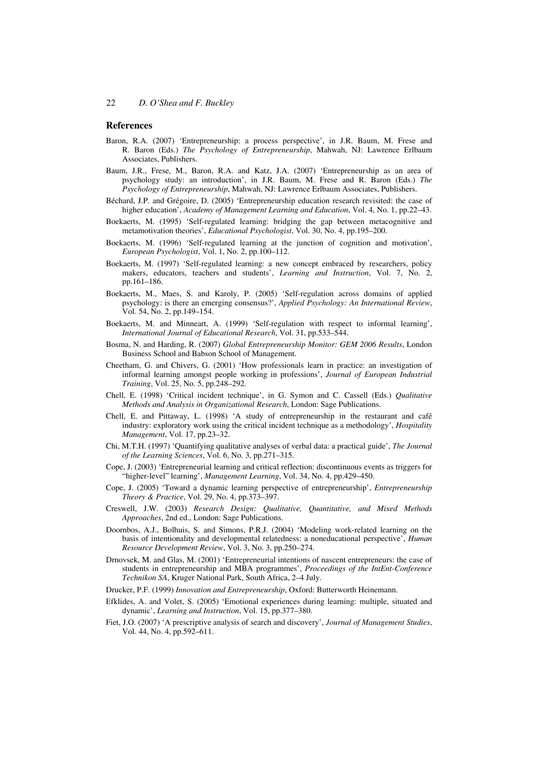## References

Baron, R.A. (2007) 'Entrepreneurship: a process perspective', in J.R. Baum, M. Frese and R. Baron (Eds.) *The Psychology of Entrepreneurship*, Mahwah, NJ: Lawrence Erlbaum Associates, Publishers.

Baum, J.R., Frese, M., Baron, R.A. and Katz, J.A. (2007) 'Entrepreneurship as an area of psychology study: an introduction', in J.R. Baum, M. Frese and R. Baron (Eds.) *The Psychology of Entrepreneurship*, Mahwah, NJ: Lawrence Erlbaum Associates, Publishers.

Béchard, J.P. and Grégoire, D. (2005) 'Entrepreneurship education research revisited: the case of higher education', *Academy of Management Learning and Education*, Vol. 4, No. 1, pp.22–43.

Boekaerts, M. (1995) 'Self-regulated learning: bridging the gap between metacognitive and metamotivation theories', *Educational Psychologist*, Vol. 30, No. 4, pp.195–200.

Boekaerts, M. (1996) 'Self-regulated learning at the junction of cognition and motivation', *European Psychologist*, Vol. 1, No. 2, pp.100–112.

Boekaerts, M. (1997) 'Self-regulated learning: a new concept embraced by researchers, policy makers, educators, teachers and students', *Learning and Instruction*, Vol. 7, No. 2, pp.161–186.

Boekaerts, M., Maes, S. and Karoly, P. (2005) 'Self-regulation across domains of applied psychology: is there an emerging consensus?', *Applied Psychology: An International Review*, Vol. 54, No. 2, pp.149–154.

Boekaerts, M. and Minneart, A. (1999) 'Self-regulation with respect to informal learning', *International Journal of Educational Research*, Vol. 31, pp.533–544.

Bosma, N. and Harding, R. (2007) *Global Entrepreneurship Monitor: GEM 2006 Results*, London Business School and Babson School of Management.

Cheetham, G. and Chivers, G. (2001) 'How professionals learn in practice: an investigation of informal learning amongst people working in professions', *Journal of European Industrial Training*, Vol. 25, No. 5, pp.248–292.

Chell, E. (1998) 'Critical incident technique', in G. Symon and C. Cassell (Eds.) *Qualitative Methods and Analysis in Organizational Research*, London: Sage Publications.

Chell, E. and Pittaway, L. (1998) 'A study of entrepreneurship in the restaurant and café industry: exploratory work using the critical incident technique as a methodology', *Hospitality Management*, Vol. 17, pp.23–32.

Chi, M.T.H. (1997) 'Quantifying qualitative analyses of verbal data: a practical guide', *The Journal of the Learning Sciences*, Vol. 6, No. 3, pp.271–315.

Cope, J. (2003) 'Entrepreneurial learning and critical reflection: discontinuous events as triggers for "higher-level" learning', *Management Learning*, Vol. 34, No. 4, pp.429–450.

Cope, J. (2005) 'Toward a dynamic learning perspective of entrepreneurship', *Entrepreneurship Theory & Practice*, Vol. 29, No. 4, pp.373–397.

Creswell, J.W. (2003) *Research Design: Qualitative, Quantitative, and Mixed Methods Approaches*, 2nd ed., London: Sage Publications.

Doornbos, A.J., Bolhuis, S. and Simons, P.R.J. (2004) 'Modeling work-related learning on the basis of intentionality and developmental relatedness: a noneducational perspective', *Human Resource Development Review*, Vol. 3, No. 3, pp.250–274.

Drnovsek, M. and Glas, M. (2001) 'Entrepreneurial intentions of nascent entrepreneurs: the case of students in entrepreneurship and MBA programmes', *Proceedings of the IntEnt-Conference Technikon SA*, Kruger National Park, South Africa, 2–4 July.

Drucker, P.F. (1999) *Innovation and Entrepreneurship*, Oxford: Butterworth Heinemann.

Efklides, A. and Volet, S. (2005) 'Emotional experiences during learning: multiple, situated and dynamic', *Learning and Instruction*, Vol. 15, pp.377–380.

Fiet, J.O. (2007) 'A prescriptive analysis of search and discovery', *Journal of Management Studies*, Vol. 44, No. 4, pp.592–611.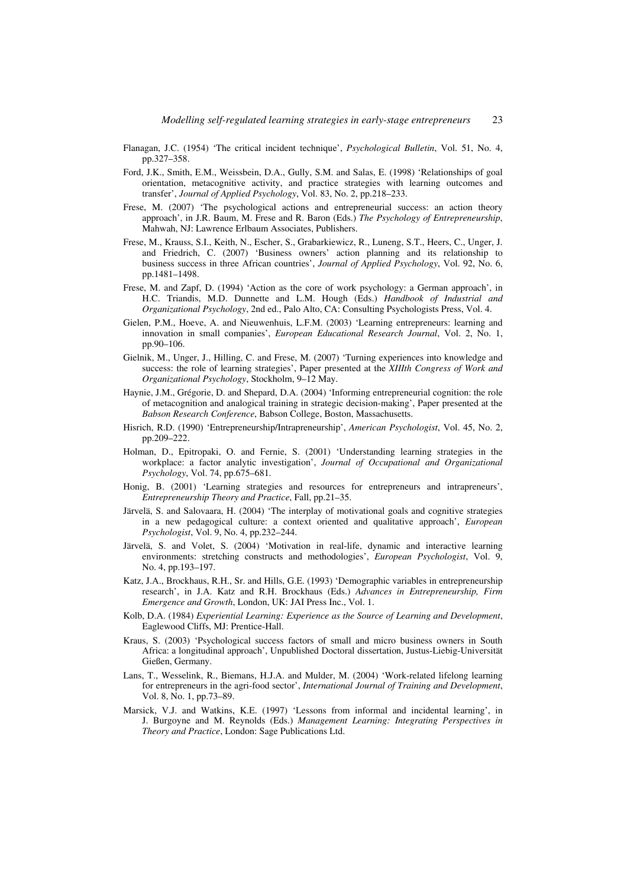Flanagan, J.C. (1954) 'The critical incident technique', *Psychological Bulletin*, Vol. 51, No. 4, pp.327–358.

Ford, J.K., Smith, E.M., Weissbein, D.A., Gully, S.M. and Salas, E. (1998) 'Relationships of goal orientation, metacognitive activity, and practice strategies with learning outcomes and transfer', *Journal of Applied Psychology*, Vol. 83, No. 2, pp.218–233.

Frese, M. (2007) 'The psychological actions and entrepreneurial success: an action theory approach', in J.R. Baum, M. Frese and R. Baron (Eds.) *The Psychology of Entrepreneurship*, Mahwah, NJ: Lawrence Erlbaum Associates, Publishers.

Frese, M., Krauss, S.I., Keith, N., Escher, S., Grabarkiewicz, R., Luneng, S.T., Heers, C., Unger, J. and Friedrich, C. (2007) 'Business owners' action planning and its relationship to business success in three African countries', *Journal of Applied Psychology*, Vol. 92, No. 6, pp.1481–1498.

Frese, M. and Zapf, D. (1994) 'Action as the core of work psychology: a German approach', in H.C. Triandis, M.D. Dunnette and L.M. Hough (Eds.) *Handbook of Industrial and Organizational Psychology*, 2nd ed., Palo Alto, CA: Consulting Psychologists Press, Vol. 4.

Gielen, P.M., Hoeve, A. and Nieuwenhuis, L.F.M. (2003) 'Learning entrepreneurs: learning and innovation in small companies', *European Educational Research Journal*, Vol. 2, No. 1, pp.90–106.

Gielnik, M., Unger, J., Hilling, C. and Frese, M. (2007) 'Turning experiences into knowledge and success: the role of learning strategies', Paper presented at the *XIIIth Congress of Work and Organizational Psychology*, Stockholm, 9–12 May.

Haynie, J.M., Grégorie, D. and Shepard, D.A. (2004) 'Informing entrepreneurial cognition: the role of metacognition and analogical training in strategic decision-making', Paper presented at the *Babson Research Conference*, Babson College, Boston, Massachusetts.

Hisrich, R.D. (1990) 'Entrepreneurship/Intrapreneurship', *American Psychologist*, Vol. 45, No. 2, pp.209–222.

Holman, D., Epitropaki, O. and Fernie, S. (2001) 'Understanding learning strategies in the workplace: a factor analytic investigation', *Journal of Occupational and Organizational Psychology*, Vol. 74, pp.675–681.

Honig, B. (2001) 'Learning strategies and resources for entrepreneurs and intrapreneurs', *Entrepreneurship Theory and Practice*, Fall, pp.21–35.

Järvelä, S. and Salovaara, H. (2004) 'The interplay of motivational goals and cognitive strategies in a new pedagogical culture: a context oriented and qualitative approach', *European Psychologist*, Vol. 9, No. 4, pp.232–244.

Järvelä, S. and Volet, S. (2004) 'Motivation in real-life, dynamic and interactive learning environments: stretching constructs and methodologies', *European Psychologist*, Vol. 9, No. 4, pp.193–197.

Katz, J.A., Brockhaus, R.H., Sr. and Hills, G.E. (1993) 'Demographic variables in entrepreneurship research', in J.A. Katz and R.H. Brockhaus (Eds.) *Advances in Entrepreneurship, Firm Emergence and Growth*, London, UK: JAI Press Inc., Vol. 1.

Kolb, D.A. (1984) *Experiential Learning: Experience as the Source of Learning and Development*, Eaglewood Cliffs, MJ: Prentice-Hall.

Kraus, S. (2003) 'Psychological success factors of small and micro business owners in South Africa: a longitudinal approach', Unpublished Doctoral dissertation, Justus-Liebig-Universität Gießen, Germany.

Lans, T., Wesselink, R., Biemans, H.J.A. and Mulder, M. (2004) 'Work-related lifelong learning for entrepreneurs in the agri-food sector', *International Journal of Training and Development*, Vol. 8, No. 1, pp.73–89.

Marsick, V.J. and Watkins, K.E. (1997) 'Lessons from informal and incidental learning', in J. Burgoyne and M. Reynolds (Eds.) *Management Learning: Integrating Perspectives in Theory and Practice*, London: Sage Publications Ltd.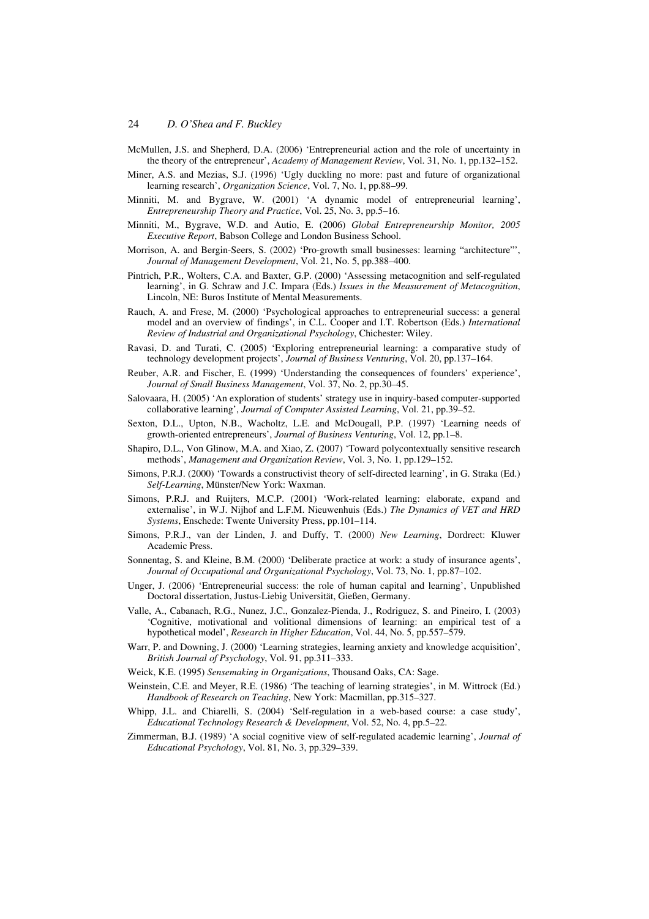McMullen, J.S. and Shepherd, D.A. (2006) 'Entrepreneurial action and the role of uncertainty in the theory of the entrepreneur', *Academy of Management Review*, Vol. 31, No. 1, pp.132–152.

Miner, A.S. and Mezias, S.J. (1996) 'Ugly duckling no more: past and future of organizational learning research', *Organization Science*, Vol. 7, No. 1, pp.88–99.

Minniti, M. and Bygrave, W. (2001) 'A dynamic model of entrepreneurial learning', *Entrepreneurship Theory and Practice*, Vol. 25, No. 3, pp.5–16.

Minniti, M., Bygrave, W.D. and Autio, E. (2006) *Global Entrepreneurship Monitor, 2005 Executive Report*, Babson College and London Business School.

Morrison, A. and Bergin-Seers, S. (2002) 'Pro-growth small businesses: learning "architecture"', *Journal of Management Development*, Vol. 21, No. 5, pp.388–400.

Pintrich, P.R., Wolters, C.A. and Baxter, G.P. (2000) 'Assessing metacognition and self-regulated learning', in G. Schraw and J.C. Impara (Eds.) *Issues in the Measurement of Metacognition*, Lincoln, NE: Buros Institute of Mental Measurements.

Rauch, A. and Frese, M. (2000) 'Psychological approaches to entrepreneurial success: a general model and an overview of findings', in C.L. Cooper and I.T. Robertson (Eds.) *International Review of Industrial and Organizational Psychology*, Chichester: Wiley.

Ravasi, D. and Turati, C. (2005) 'Exploring entrepreneurial learning: a comparative study of technology development projects', *Journal of Business Venturing*, Vol. 20, pp.137–164.

Reuber, A.R. and Fischer, E. (1999) 'Understanding the consequences of founders' experience', *Journal of Small Business Management*, Vol. 37, No. 2, pp.30–45.

Salovaara, H. (2005) 'An exploration of students' strategy use in inquiry-based computer-supported collaborative learning', *Journal of Computer Assisted Learning*, Vol. 21, pp.39–52.

Sexton, D.L., Upton, N.B., Wacholtz, L.E. and McDougall, P.P. (1997) 'Learning needs of growth-oriented entrepreneurs', *Journal of Business Venturing*, Vol. 12, pp.1–8.

Shapiro, D.L., Von Glinow, M.A. and Xiao, Z. (2007) 'Toward polycontextually sensitive research methods', *Management and Organization Review*, Vol. 3, No. 1, pp.129–152.

Simons, P.R.J. (2000) 'Towards a constructivist theory of self-directed learning', in G. Straka (Ed.) *Self-Learning*, Münster/New York: Waxman.

Simons, P.R.J. and Ruijters, M.C.P. (2001) 'Work-related learning: elaborate, expand and externalise', in W.J. Nijhof and L.F.M. Nieuwenhuis (Eds.) *The Dynamics of VET and HRD Systems*, Enschede: Twente University Press, pp.101–114.

Simons, P.R.J., van der Linden, J. and Duffy, T. (2000) *New Learning*, Dordrect: Kluwer Academic Press.

Sonnentag, S. and Kleine, B.M. (2000) 'Deliberate practice at work: a study of insurance agents', *Journal of Occupational and Organizational Psychology*, Vol. 73, No. 1, pp.87–102.

Unger, J. (2006) 'Entrepreneurial success: the role of human capital and learning', Unpublished Doctoral dissertation, Justus-Liebig Universität, Gießen, Germany.

Valle, A., Cabanach, R.G., Nunez, J.C., Gonzalez-Pienda, J., Rodriguez, S. and Pineiro, I. (2003) 'Cognitive, motivational and volitional dimensions of learning: an empirical test of a hypothetical model', *Research in Higher Education*, Vol. 44, No. 5, pp.557–579.

Warr, P. and Downing, J. (2000) 'Learning strategies, learning anxiety and knowledge acquisition', *British Journal of Psychology*, Vol. 91, pp.311–333.

Weick, K.E. (1995) *Sensemaking in Organizations*, Thousand Oaks, CA: Sage.

Weinstein, C.E. and Meyer, R.E. (1986) 'The teaching of learning strategies', in M. Wittrock (Ed.) *Handbook of Research on Teaching*, New York: Macmillan, pp.315–327.

Whipp, J.L. and Chiarelli, S. (2004) 'Self-regulation in a web-based course: a case study', *Educational Technology Research & Development*, Vol. 52, No. 4, pp.5–22.

Zimmerman, B.J. (1989) 'A social cognitive view of self-regulated academic learning', *Journal of Educational Psychology*, Vol. 81, No. 3, pp.329–339.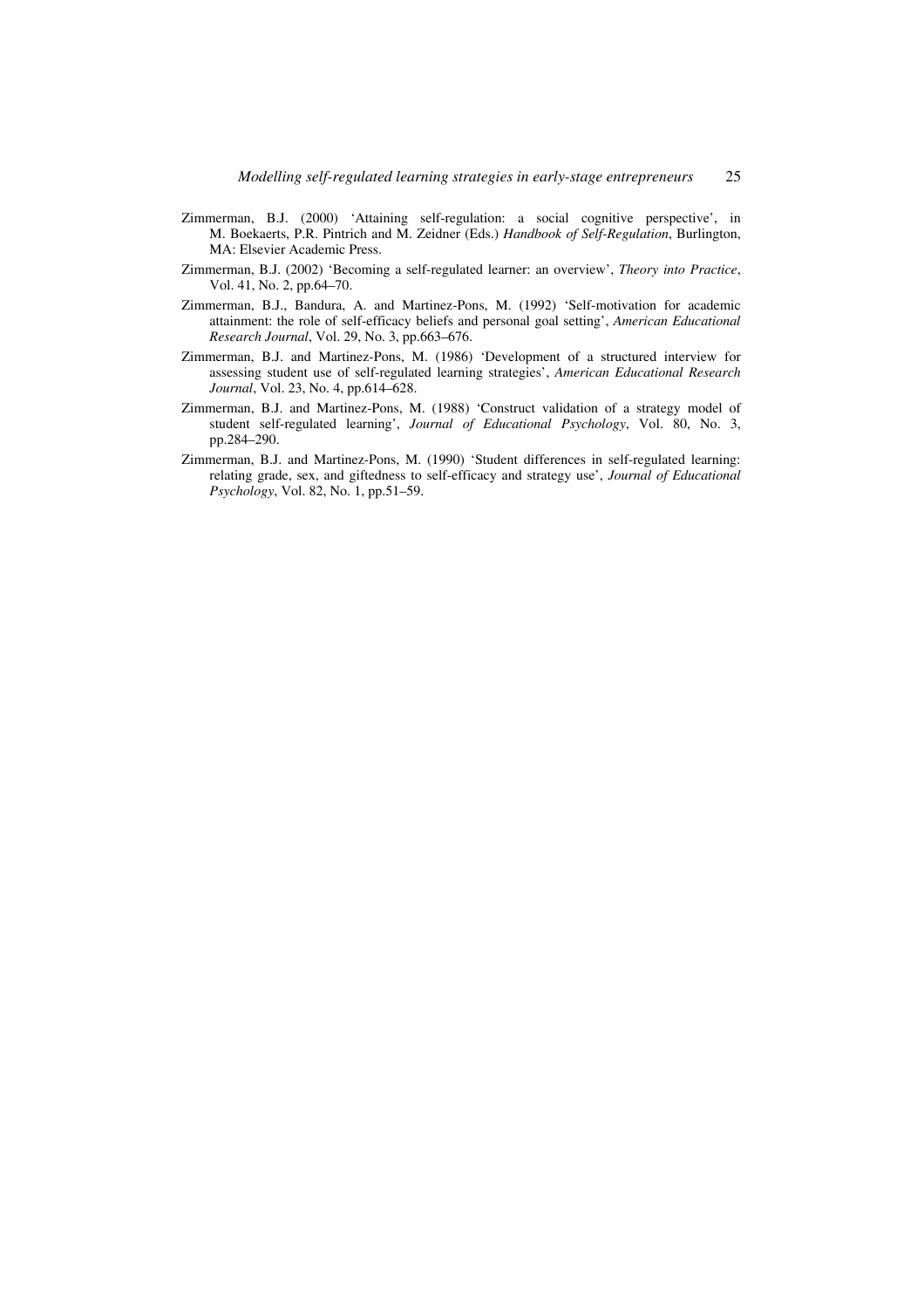Zimmerman, B.J. (2000) 'Attaining self-regulation: a social cognitive perspective', in M. Boekaerts, P.R. Pintrich and M. Zeidner (Eds.) *Handbook of Self-Regulation*, Burlington, MA: Elsevier Academic Press.

Zimmerman, B.J. (2002) 'Becoming a self-regulated learner: an overview', *Theory into Practice*, Vol. 41, No. 2, pp.64–70.

Zimmerman, B.J., Bandura, A. and Martinez-Pons, M. (1992) 'Self-motivation for academic attainment: the role of self-efficacy beliefs and personal goal setting', *American Educational Research Journal*, Vol. 29, No. 3, pp.663–676.

Zimmerman, B.J. and Martinez-Pons, M. (1986) 'Development of a structured interview for assessing student use of self-regulated learning strategies', *American Educational Research Journal*, Vol. 23, No. 4, pp.614–628.

Zimmerman, B.J. and Martinez-Pons, M. (1988) 'Construct validation of a strategy model of student self-regulated learning', *Journal of Educational Psychology*, Vol. 80, No. 3, pp.284–290.

Zimmerman, B.J. and Martinez-Pons, M. (1990) 'Student differences in self-regulated learning: relating grade, sex, and giftedness to self-efficacy and strategy use', *Journal of Educational Psychology*, Vol. 82, No. 1, pp.51–59.